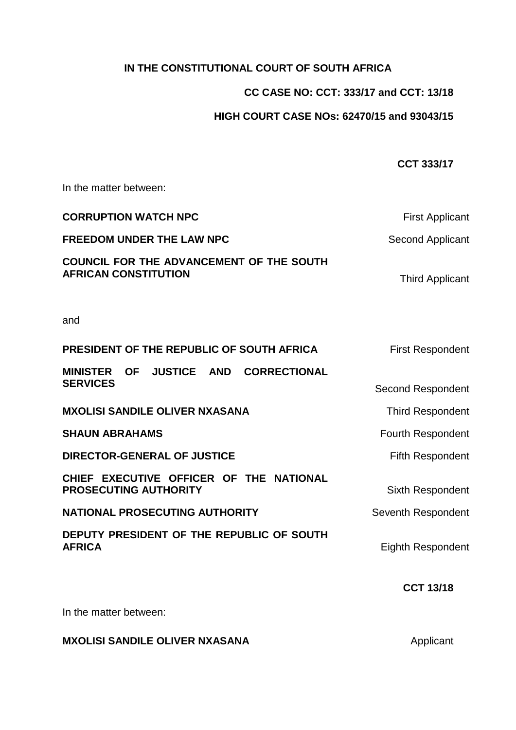**IN THE CONSTITUTIONAL COURT OF SOUTH AFRICA**

**CC CASE NO: CCT: 333/17 and CCT: 13/18**

**HIGH COURT CASE NOs: 62470/15 and 93043/15**

**CCT 333/17**

In the matter between:

| | |
|---|---|
| **CORRUPTION WATCH NPC** | First Applicant |
| **FREEDOM UNDER THE LAW NPC** | Second Applicant |
| **COUNCIL FOR THE ADVANCEMENT OF THE SOUTH AFRICAN CONSTITUTION** | Third Applicant |

and

| | |
|---|---|
| **PRESIDENT OF THE REPUBLIC OF SOUTH AFRICA** | First Respondent |
| **MINISTER OF JUSTICE AND CORRECTIONAL SERVICES** | Second Respondent |
| **MXOLISI SANDILE OLIVER NXASANA** | Third Respondent |
| **SHAUN ABRAHAMS** | Fourth Respondent |
| **DIRECTOR-GENERAL OF JUSTICE** | Fifth Respondent |
| **CHIEF EXECUTIVE OFFICER OF THE NATIONAL PROSECUTING AUTHORITY** | Sixth Respondent |
| **NATIONAL PROSECUTING AUTHORITY** | Seventh Respondent |
| **DEPUTY PRESIDENT OF THE REPUBLIC OF SOUTH AFRICA** | Eighth Respondent |

**CCT 13/18**

In the matter between:

| | |
|---|---|
| **MXOLISI SANDILE OLIVER NXASANA** | Applicant |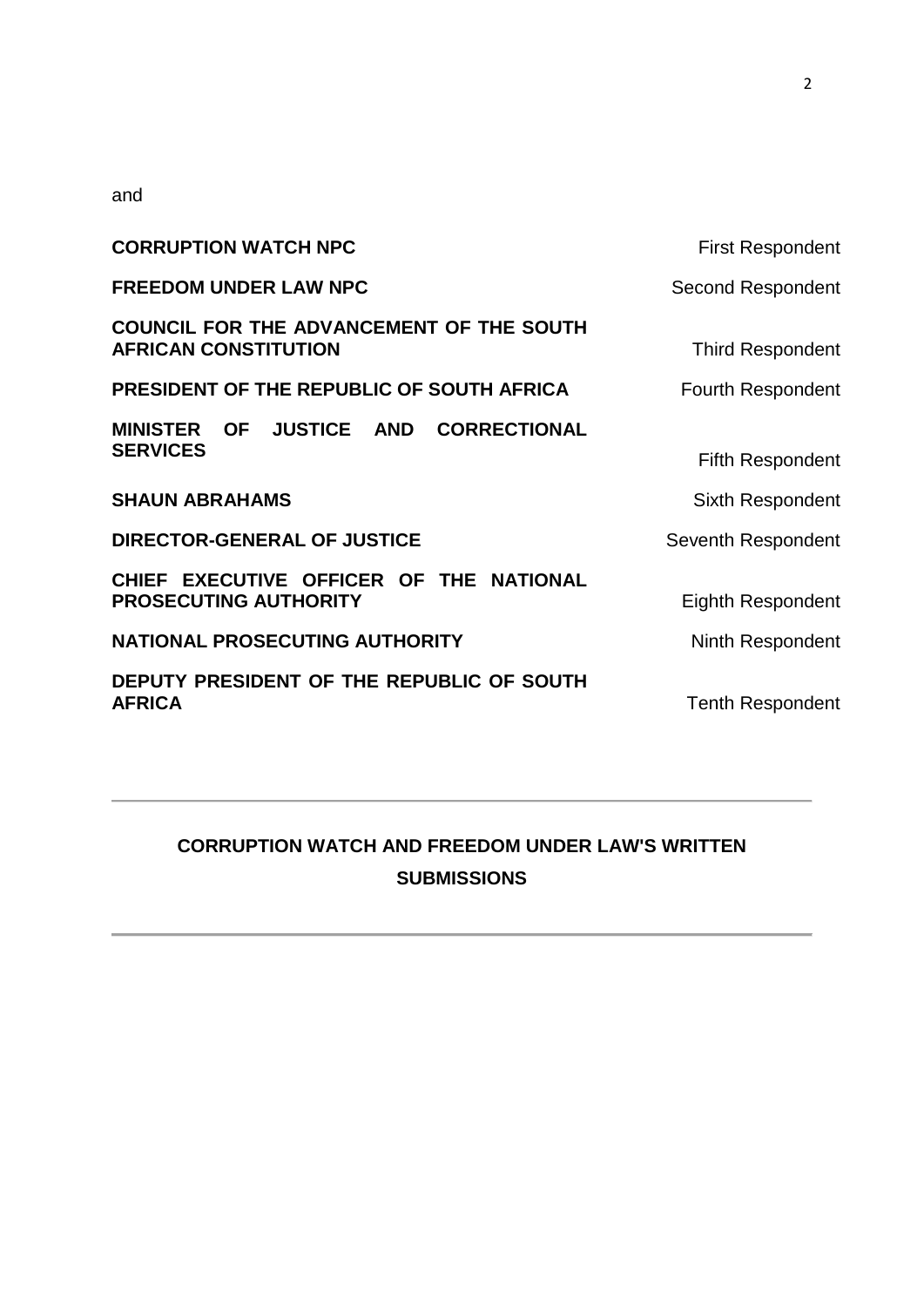and

| | |
|---|---|
| **CORRUPTION WATCH NPC** | First Respondent |
| **FREEDOM UNDER LAW NPC** | Second Respondent |
| **COUNCIL FOR THE ADVANCEMENT OF THE SOUTH AFRICAN CONSTITUTION** | Third Respondent |
| **PRESIDENT OF THE REPUBLIC OF SOUTH AFRICA** | Fourth Respondent |
| **MINISTER OF JUSTICE AND CORRECTIONAL SERVICES** | Fifth Respondent |
| **SHAUN ABRAHAMS** | Sixth Respondent |
| **DIRECTOR-GENERAL OF JUSTICE** | Seventh Respondent |
| **CHIEF EXECUTIVE OFFICER OF THE NATIONAL PROSECUTING AUTHORITY** | Eighth Respondent |
| **NATIONAL PROSECUTING AUTHORITY** | Ninth Respondent |
| **DEPUTY PRESIDENT OF THE REPUBLIC OF SOUTH AFRICA** | Tenth Respondent |

---

**CORRUPTION WATCH AND FREEDOM UNDER LAW'S WRITTEN SUBMISSIONS**

---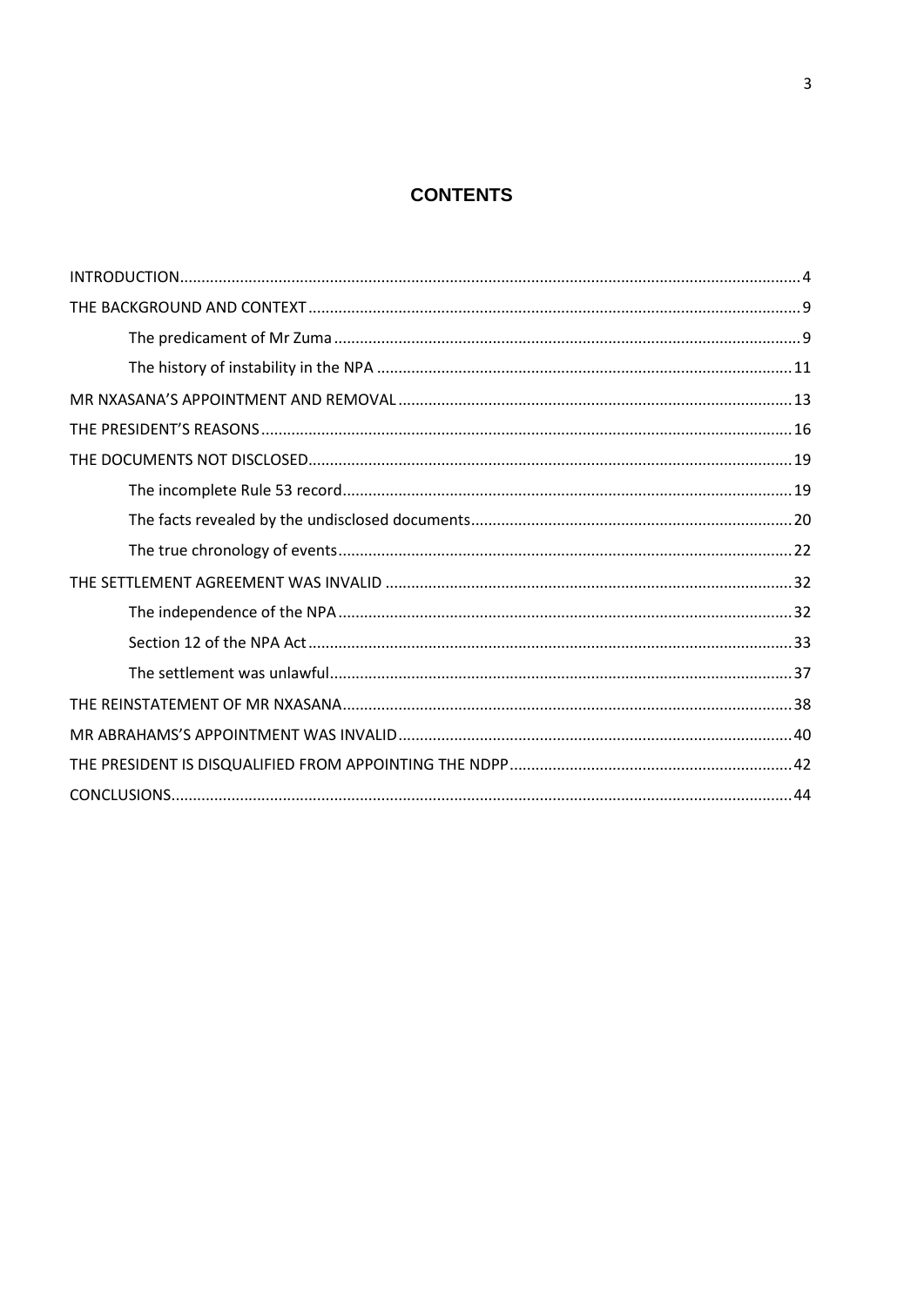# CONTENTS

- INTRODUCTION ... 4
- THE BACKGROUND AND CONTEXT ... 9
  - The predicament of Mr Zuma ... 9
  - The history of instability in the NPA ... 11
- MR NXASANA'S APPOINTMENT AND REMOVAL ... 13
- THE PRESIDENT'S REASONS ... 16
- THE DOCUMENTS NOT DISCLOSED ... 19
  - The incomplete Rule 53 record ... 19
  - The facts revealed by the undisclosed documents ... 20
  - The true chronology of events ... 22
- THE SETTLEMENT AGREEMENT WAS INVALID ... 32
  - The independence of the NPA ... 32
  - Section 12 of the NPA Act ... 33
  - The settlement was unlawful ... 37
- THE REINSTATEMENT OF MR NXASANA ... 38
- MR ABRAHAMS'S APPOINTMENT WAS INVALID ... 40
- THE PRESIDENT IS DISQUALIFIED FROM APPOINTING THE NDPP ... 42
- CONCLUSIONS ... 44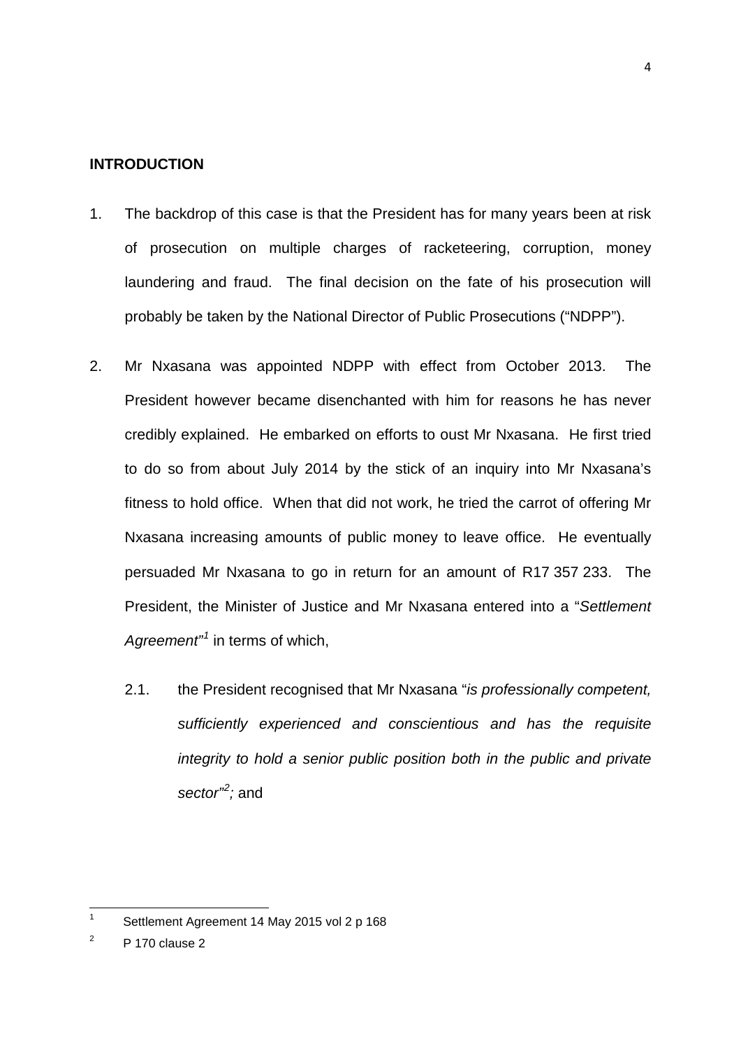**INTRODUCTION**

1. The backdrop of this case is that the President has for many years been at risk of prosecution on multiple charges of racketeering, corruption, money laundering and fraud. The final decision on the fate of his prosecution will probably be taken by the National Director of Public Prosecutions ("NDPP").

2. Mr Nxasana was appointed NDPP with effect from October 2013. The President however became disenchanted with him for reasons he has never credibly explained. He embarked on efforts to oust Mr Nxasana. He first tried to do so from about July 2014 by the stick of an inquiry into Mr Nxasana's fitness to hold office. When that did not work, he tried the carrot of offering Mr Nxasana increasing amounts of public money to leave office. He eventually persuaded Mr Nxasana to go in return for an amount of R17 357 233. The President, the Minister of Justice and Mr Nxasana entered into a "*Settlement Agreement*"[1] in terms of which,

   2.1. the President recognised that Mr Nxasana "*is professionally competent, sufficiently experienced and conscientious and has the requisite integrity to hold a senior public position both in the public and private sector*"[2]*;* and

---

[1] Settlement Agreement 14 May 2015 vol 2 p 168

[2] P 170 clause 2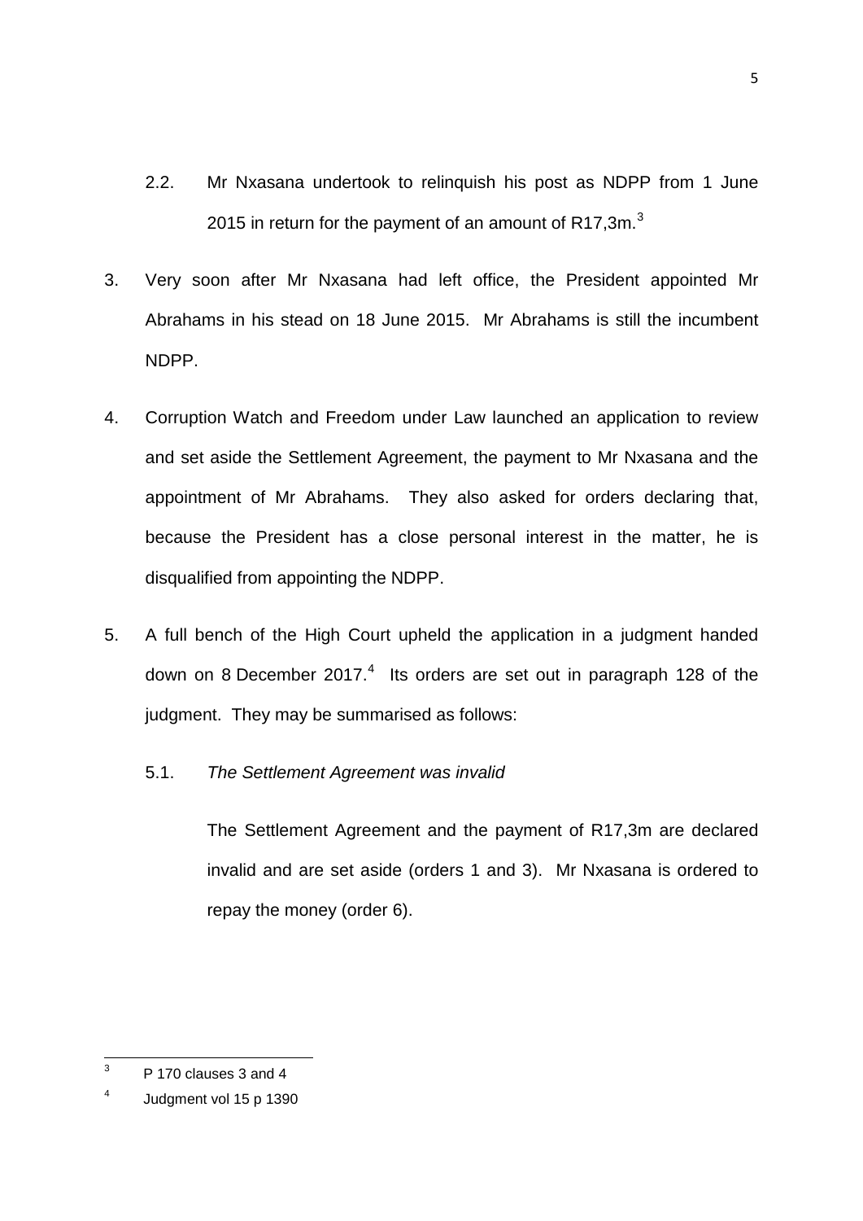2.2. Mr Nxasana undertook to relinquish his post as NDPP from 1 June 2015 in return for the payment of an amount of R17,3m.[3]

3. Very soon after Mr Nxasana had left office, the President appointed Mr Abrahams in his stead on 18 June 2015. Mr Abrahams is still the incumbent NDPP.

4. Corruption Watch and Freedom under Law launched an application to review and set aside the Settlement Agreement, the payment to Mr Nxasana and the appointment of Mr Abrahams. They also asked for orders declaring that, because the President has a close personal interest in the matter, he is disqualified from appointing the NDPP.

5. A full bench of the High Court upheld the application in a judgment handed down on 8 December 2017.[4] Its orders are set out in paragraph 128 of the judgment. They may be summarised as follows:

   5.1. *The Settlement Agreement was invalid*

   The Settlement Agreement and the payment of R17,3m are declared invalid and are set aside (orders 1 and 3). Mr Nxasana is ordered to repay the money (order 6).

---

[3] P 170 clauses 3 and 4

[4] Judgment vol 15 p 1390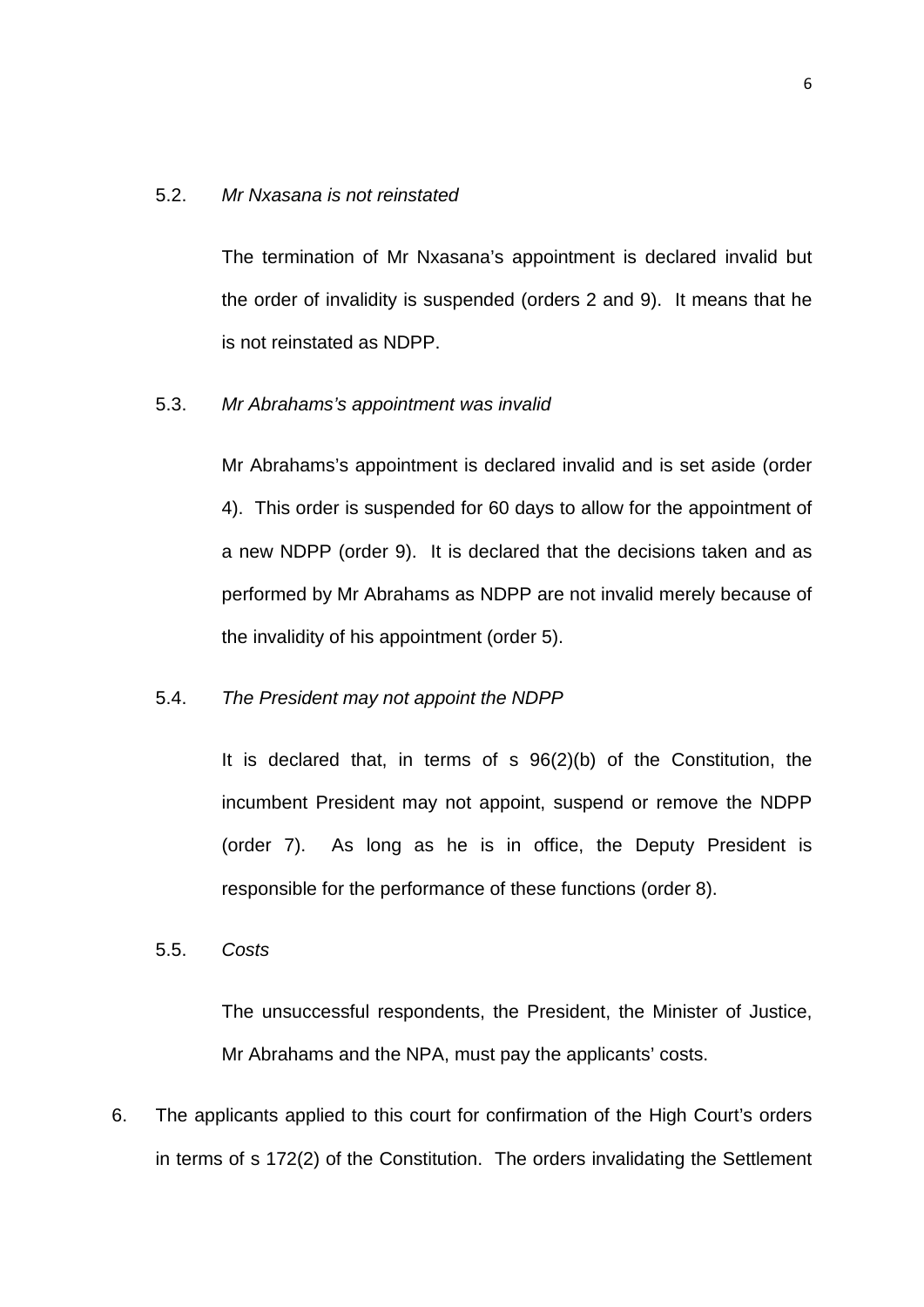5.2. *Mr Nxasana is not reinstated*

The termination of Mr Nxasana's appointment is declared invalid but the order of invalidity is suspended (orders 2 and 9). It means that he is not reinstated as NDPP.

5.3. *Mr Abrahams's appointment was invalid*

Mr Abrahams's appointment is declared invalid and is set aside (order 4). This order is suspended for 60 days to allow for the appointment of a new NDPP (order 9). It is declared that the decisions taken and as performed by Mr Abrahams as NDPP are not invalid merely because of the invalidity of his appointment (order 5).

5.4. *The President may not appoint the NDPP*

It is declared that, in terms of s 96(2)(b) of the Constitution, the incumbent President may not appoint, suspend or remove the NDPP (order 7). As long as he is in office, the Deputy President is responsible for the performance of these functions (order 8).

5.5. *Costs*

The unsuccessful respondents, the President, the Minister of Justice, Mr Abrahams and the NPA, must pay the applicants' costs.

6. The applicants applied to this court for confirmation of the High Court's orders in terms of s 172(2) of the Constitution. The orders invalidating the Settlement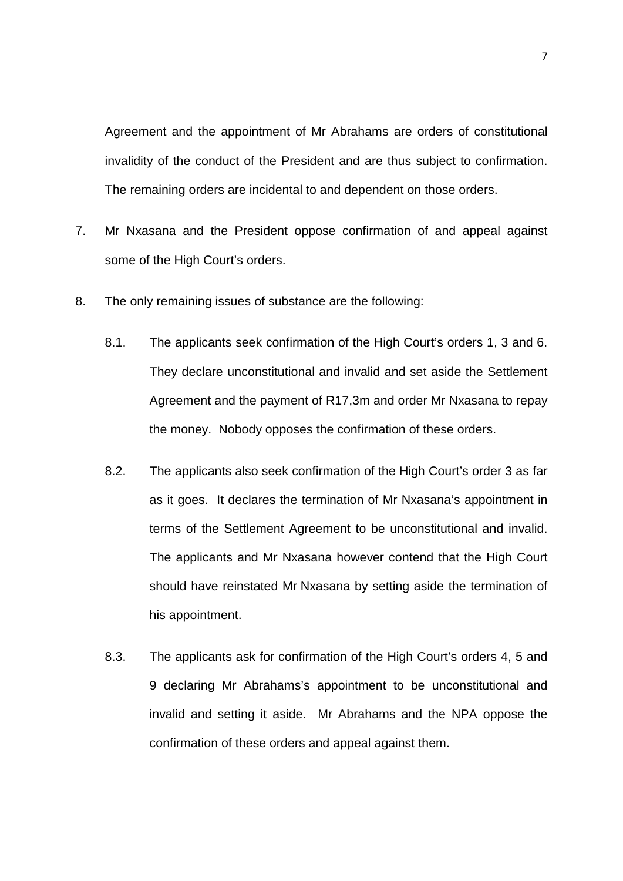Agreement and the appointment of Mr Abrahams are orders of constitutional invalidity of the conduct of the President and are thus subject to confirmation. The remaining orders are incidental to and dependent on those orders.

7. Mr Nxasana and the President oppose confirmation of and appeal against some of the High Court's orders.

8. The only remaining issues of substance are the following:

   8.1. The applicants seek confirmation of the High Court's orders 1, 3 and 6. They declare unconstitutional and invalid and set aside the Settlement Agreement and the payment of R17,3m and order Mr Nxasana to repay the money. Nobody opposes the confirmation of these orders.

   8.2. The applicants also seek confirmation of the High Court's order 3 as far as it goes. It declares the termination of Mr Nxasana's appointment in terms of the Settlement Agreement to be unconstitutional and invalid. The applicants and Mr Nxasana however contend that the High Court should have reinstated Mr Nxasana by setting aside the termination of his appointment.

   8.3. The applicants ask for confirmation of the High Court's orders 4, 5 and 9 declaring Mr Abrahams's appointment to be unconstitutional and invalid and setting it aside. Mr Abrahams and the NPA oppose the confirmation of these orders and appeal against them.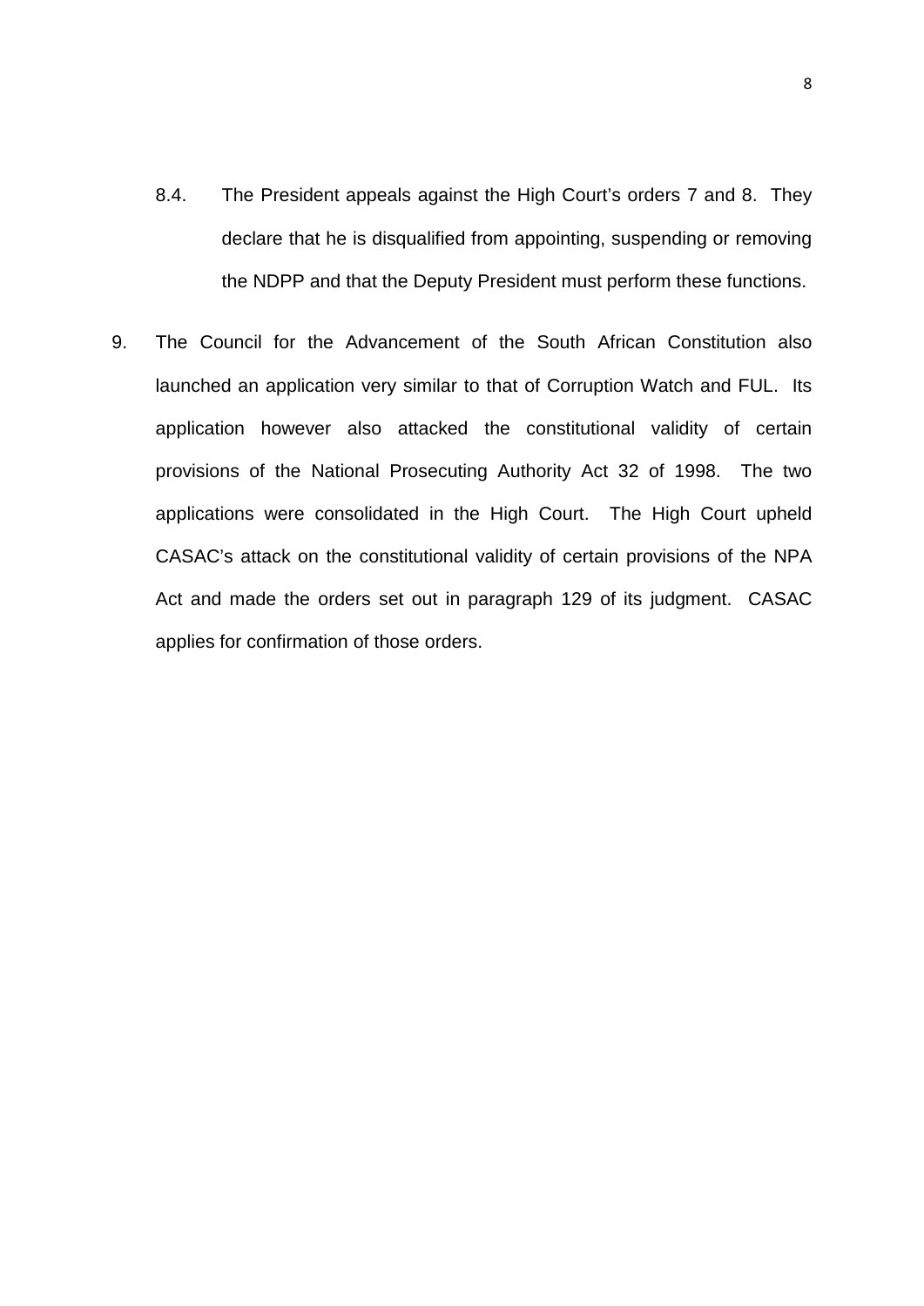8.4. The President appeals against the High Court's orders 7 and 8. They declare that he is disqualified from appointing, suspending or removing the NDPP and that the Deputy President must perform these functions.

9. The Council for the Advancement of the South African Constitution also launched an application very similar to that of Corruption Watch and FUL. Its application however also attacked the constitutional validity of certain provisions of the National Prosecuting Authority Act 32 of 1998. The two applications were consolidated in the High Court. The High Court upheld CASAC's attack on the constitutional validity of certain provisions of the NPA Act and made the orders set out in paragraph 129 of its judgment. CASAC applies for confirmation of those orders.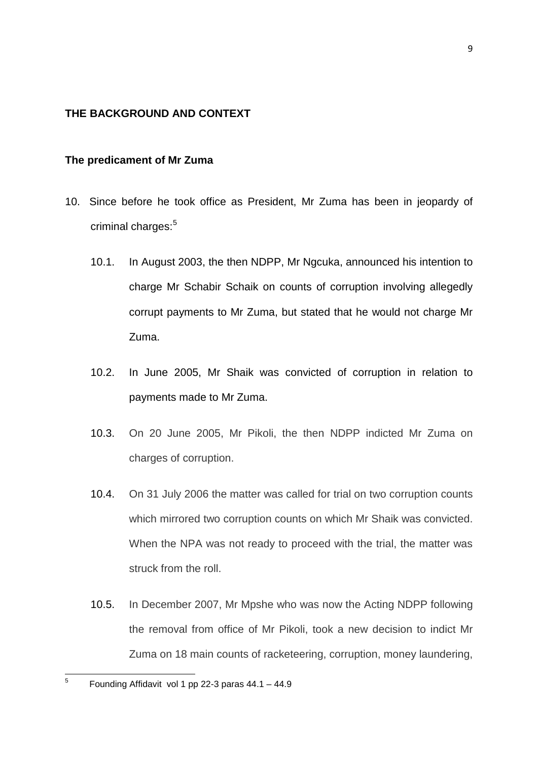## THE BACKGROUND AND CONTEXT

### The predicament of Mr Zuma

10. Since before he took office as President, Mr Zuma has been in jeopardy of criminal charges:[5]

    10.1. In August 2003, the then NDPP, Mr Ngcuka, announced his intention to charge Mr Schabir Schaik on counts of corruption involving allegedly corrupt payments to Mr Zuma, but stated that he would not charge Mr Zuma.

    10.2. In June 2005, Mr Shaik was convicted of corruption in relation to payments made to Mr Zuma.

    10.3. On 20 June 2005, Mr Pikoli, the then NDPP indicted Mr Zuma on charges of corruption.

    10.4. On 31 July 2006 the matter was called for trial on two corruption counts which mirrored two corruption counts on which Mr Shaik was convicted. When the NPA was not ready to proceed with the trial, the matter was struck from the roll.

    10.5. In December 2007, Mr Mpshe who was now the Acting NDPP following the removal from office of Mr Pikoli, took a new decision to indict Mr Zuma on 18 main counts of racketeering, corruption, money laundering,

---

[5] Founding Affidavit vol 1 pp 22-3 paras 44.1 – 44.9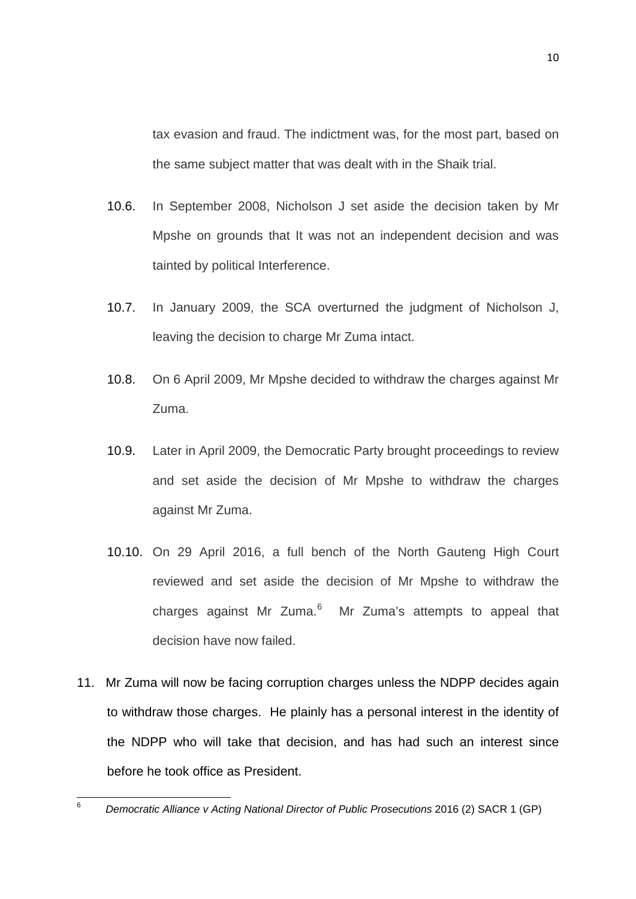tax evasion and fraud. The indictment was, for the most part, based on the same subject matter that was dealt with in the Shaik trial.

10.6. In September 2008, Nicholson J set aside the decision taken by Mr Mpshe on grounds that It was not an independent decision and was tainted by political Interference.

10.7. In January 2009, the SCA overturned the judgment of Nicholson J, leaving the decision to charge Mr Zuma intact.

10.8. On 6 April 2009, Mr Mpshe decided to withdraw the charges against Mr Zuma.

10.9. Later in April 2009, the Democratic Party brought proceedings to review and set aside the decision of Mr Mpshe to withdraw the charges against Mr Zuma.

10.10. On 29 April 2016, a full bench of the North Gauteng High Court reviewed and set aside the decision of Mr Mpshe to withdraw the charges against Mr Zuma.[6] Mr Zuma's attempts to appeal that decision have now failed.

11. Mr Zuma will now be facing corruption charges unless the NDPP decides again to withdraw those charges. He plainly has a personal interest in the identity of the NDPP who will take that decision, and has had such an interest since before he took office as President.

---

[6] *Democratic Alliance v Acting National Director of Public Prosecutions* 2016 (2) SACR 1 (GP)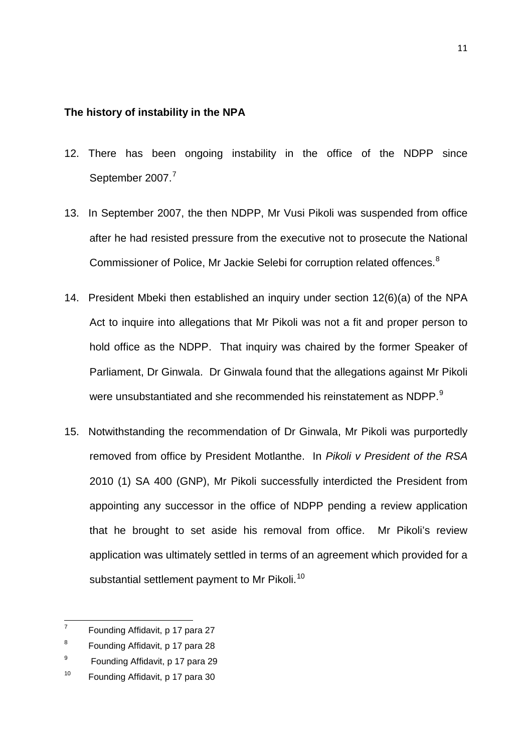**The history of instability in the NPA**

12. There has been ongoing instability in the office of the NDPP since September 2007.[7]

13. In September 2007, the then NDPP, Mr Vusi Pikoli was suspended from office after he had resisted pressure from the executive not to prosecute the National Commissioner of Police, Mr Jackie Selebi for corruption related offences.[8]

14. President Mbeki then established an inquiry under section 12(6)(a) of the NPA Act to inquire into allegations that Mr Pikoli was not a fit and proper person to hold office as the NDPP. That inquiry was chaired by the former Speaker of Parliament, Dr Ginwala. Dr Ginwala found that the allegations against Mr Pikoli were unsubstantiated and she recommended his reinstatement as NDPP.[9]

15. Notwithstanding the recommendation of Dr Ginwala, Mr Pikoli was purportedly removed from office by President Motlanthe. In *Pikoli v President of the RSA* 2010 (1) SA 400 (GNP), Mr Pikoli successfully interdicted the President from appointing any successor in the office of NDPP pending a review application that he brought to set aside his removal from office. Mr Pikoli's review application was ultimately settled in terms of an agreement which provided for a substantial settlement payment to Mr Pikoli.[10]

---

[7] Founding Affidavit, p 17 para 27

[8] Founding Affidavit, p 17 para 28

[9] Founding Affidavit, p 17 para 29

[10] Founding Affidavit, p 17 para 30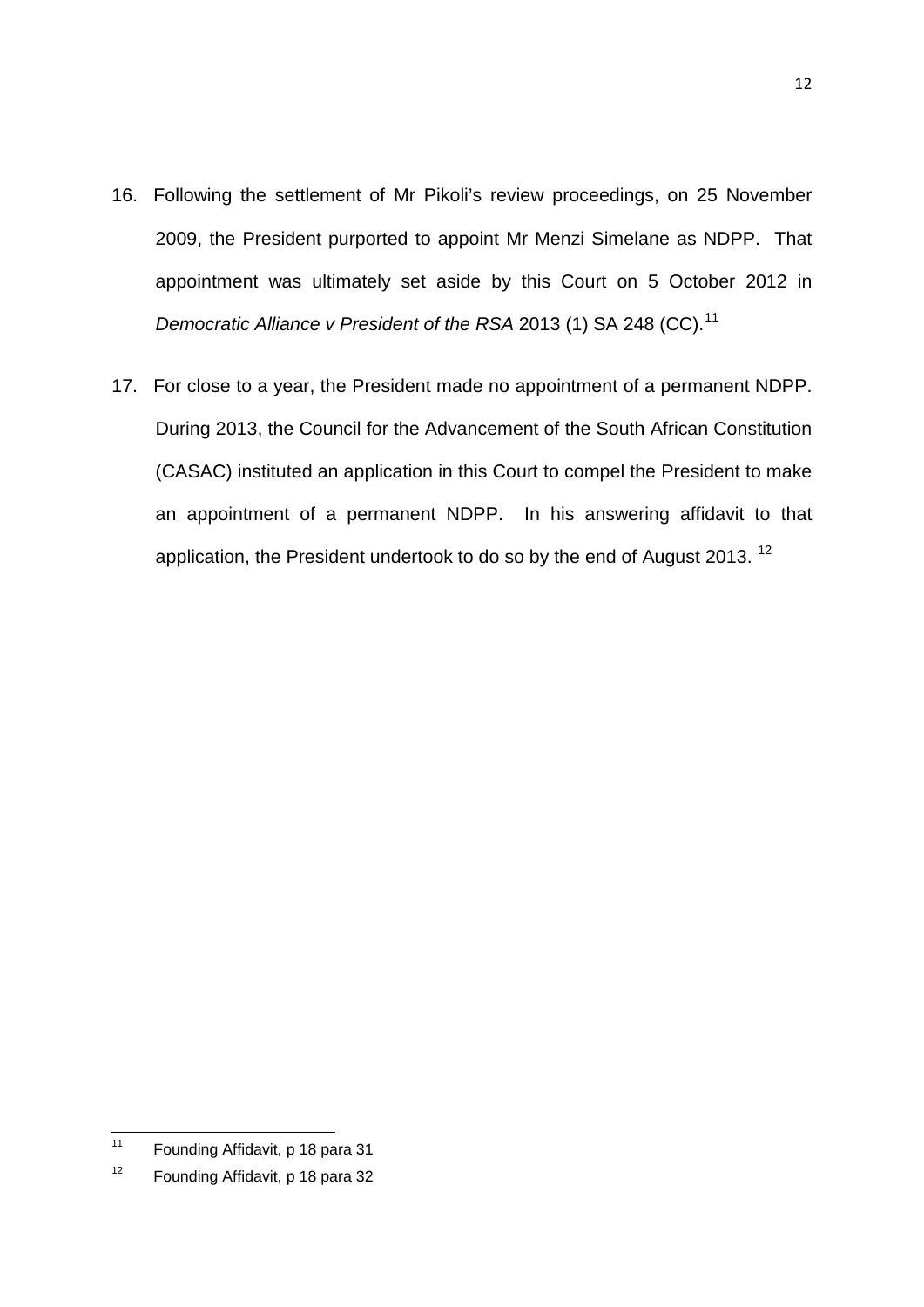16. Following the settlement of Mr Pikoli's review proceedings, on 25 November 2009, the President purported to appoint Mr Menzi Simelane as NDPP. That appointment was ultimately set aside by this Court on 5 October 2012 in *Democratic Alliance v President of the RSA* 2013 (1) SA 248 (CC).[11]

17. For close to a year, the President made no appointment of a permanent NDPP. During 2013, the Council for the Advancement of the South African Constitution (CASAC) instituted an application in this Court to compel the President to make an appointment of a permanent NDPP. In his answering affidavit to that application, the President undertook to do so by the end of August 2013. [12]

---

[11] Founding Affidavit, p 18 para 31

[12] Founding Affidavit, p 18 para 32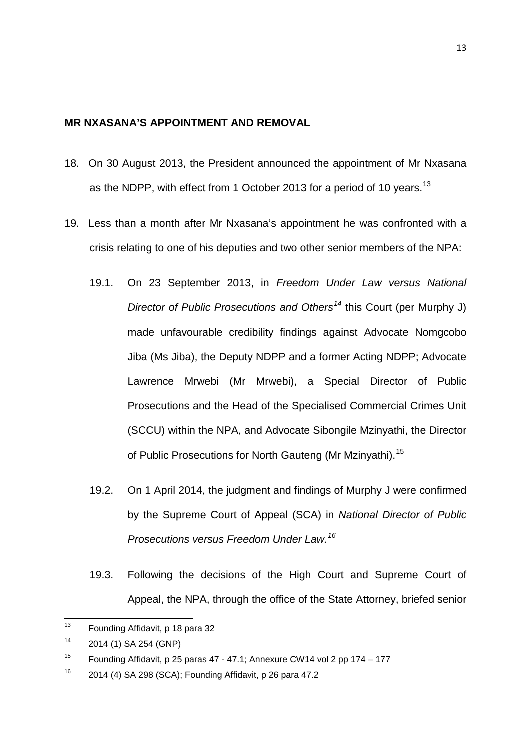**MR NXASANA'S APPOINTMENT AND REMOVAL**

18. On 30 August 2013, the President announced the appointment of Mr Nxasana as the NDPP, with effect from 1 October 2013 for a period of 10 years.[13]

19. Less than a month after Mr Nxasana's appointment he was confronted with a crisis relating to one of his deputies and two other senior members of the NPA:

    19.1. On 23 September 2013, in *Freedom Under Law versus National Director of Public Prosecutions and Others*[14] this Court (per Murphy J) made unfavourable credibility findings against Advocate Nomgcobo Jiba (Ms Jiba), the Deputy NDPP and a former Acting NDPP; Advocate Lawrence Mrwebi (Mr Mrwebi), a Special Director of Public Prosecutions and the Head of the Specialised Commercial Crimes Unit (SCCU) within the NPA, and Advocate Sibongile Mzinyathi, the Director of Public Prosecutions for North Gauteng (Mr Mzinyathi).[15]

    19.2. On 1 April 2014, the judgment and findings of Murphy J were confirmed by the Supreme Court of Appeal (SCA) in *National Director of Public Prosecutions versus Freedom Under Law.*[16]

    19.3. Following the decisions of the High Court and Supreme Court of Appeal, the NPA, through the office of the State Attorney, briefed senior

---

[13] Founding Affidavit, p 18 para 32

[14] 2014 (1) SA 254 (GNP)

[15] Founding Affidavit, p 25 paras 47 - 47.1; Annexure CW14 vol 2 pp 174 – 177

[16] 2014 (4) SA 298 (SCA); Founding Affidavit, p 26 para 47.2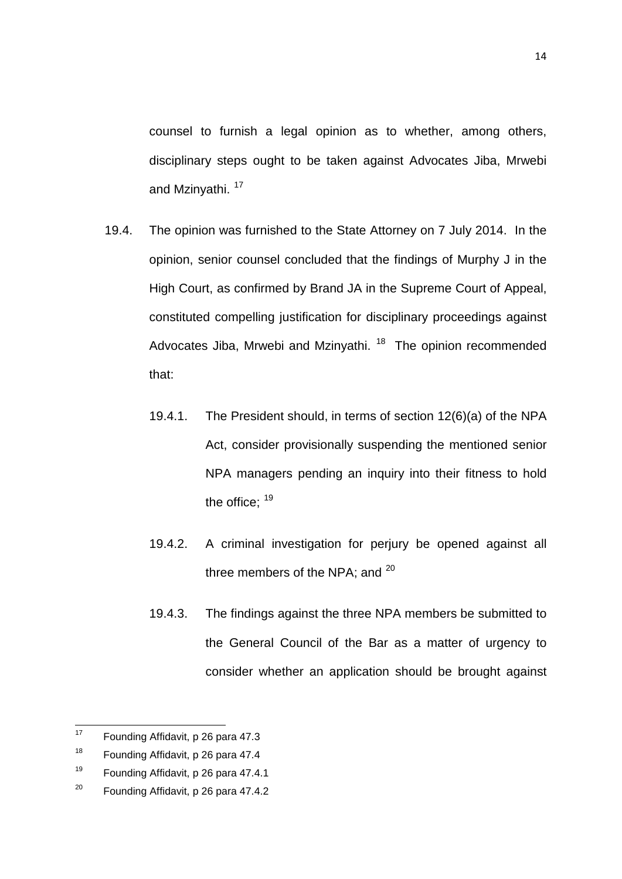counsel to furnish a legal opinion as to whether, among others, disciplinary steps ought to be taken against Advocates Jiba, Mrwebi and Mzinyathi. [17]

19.4. The opinion was furnished to the State Attorney on 7 July 2014. In the opinion, senior counsel concluded that the findings of Murphy J in the High Court, as confirmed by Brand JA in the Supreme Court of Appeal, constituted compelling justification for disciplinary proceedings against Advocates Jiba, Mrwebi and Mzinyathi. [18] The opinion recommended that:

19.4.1. The President should, in terms of section 12(6)(a) of the NPA Act, consider provisionally suspending the mentioned senior NPA managers pending an inquiry into their fitness to hold the office; [19]

19.4.2. A criminal investigation for perjury be opened against all three members of the NPA; and [20]

19.4.3. The findings against the three NPA members be submitted to the General Council of the Bar as a matter of urgency to consider whether an application should be brought against

---

[17] Founding Affidavit, p 26 para 47.3

[18] Founding Affidavit, p 26 para 47.4

[19] Founding Affidavit, p 26 para 47.4.1

[20] Founding Affidavit, p 26 para 47.4.2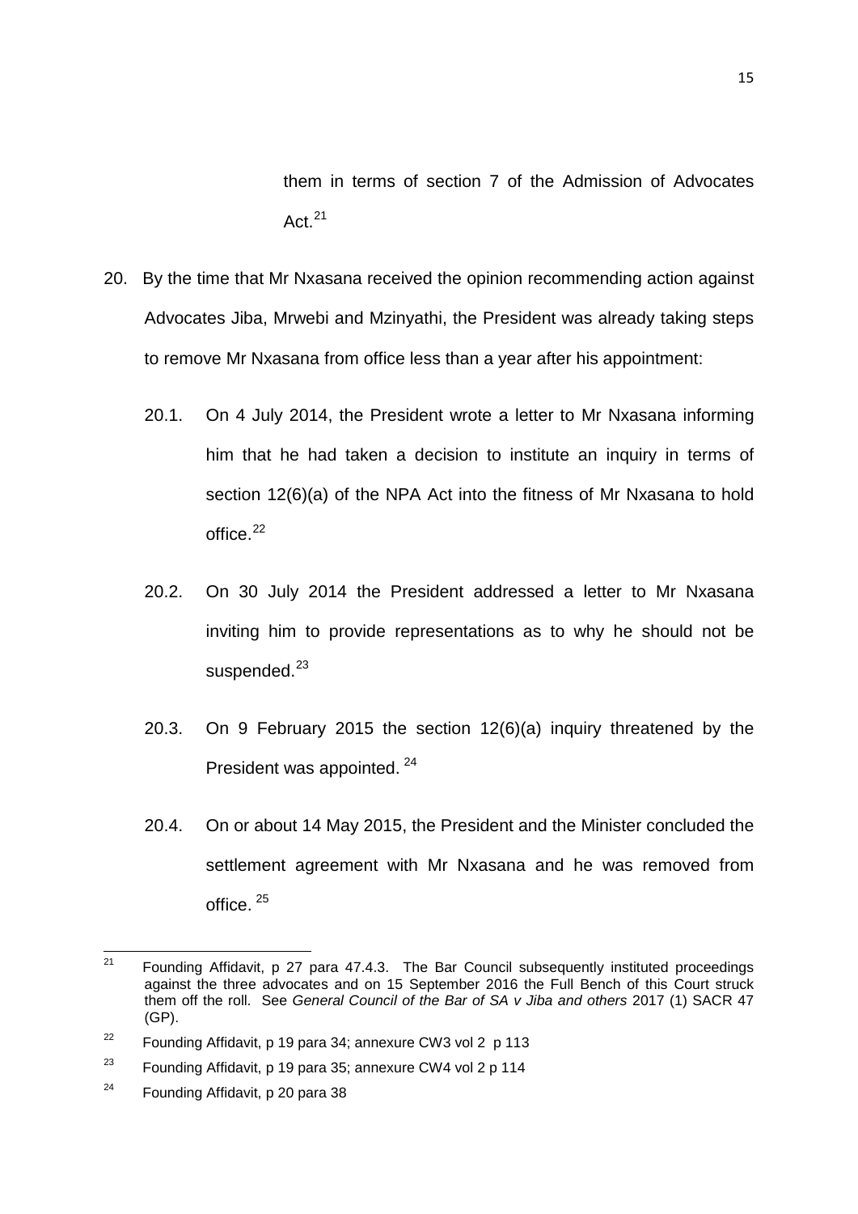them in terms of section 7 of the Admission of Advocates Act.[21]

20. By the time that Mr Nxasana received the opinion recommending action against Advocates Jiba, Mrwebi and Mzinyathi, the President was already taking steps to remove Mr Nxasana from office less than a year after his appointment:

    20.1. On 4 July 2014, the President wrote a letter to Mr Nxasana informing him that he had taken a decision to institute an inquiry in terms of section 12(6)(a) of the NPA Act into the fitness of Mr Nxasana to hold office.[22]

    20.2. On 30 July 2014 the President addressed a letter to Mr Nxasana inviting him to provide representations as to why he should not be suspended.[23]

    20.3. On 9 February 2015 the section 12(6)(a) inquiry threatened by the President was appointed.[24]

    20.4. On or about 14 May 2015, the President and the Minister concluded the settlement agreement with Mr Nxasana and he was removed from office.[25]

---

[21] Founding Affidavit, p 27 para 47.4.3. The Bar Council subsequently instituted proceedings against the three advocates and on 15 September 2016 the Full Bench of this Court struck them off the roll. See *General Council of the Bar of SA v Jiba and others* 2017 (1) SACR 47 (GP).

[22] Founding Affidavit, p 19 para 34; annexure CW3 vol 2 p 113

[23] Founding Affidavit, p 19 para 35; annexure CW4 vol 2 p 114

[24] Founding Affidavit, p 20 para 38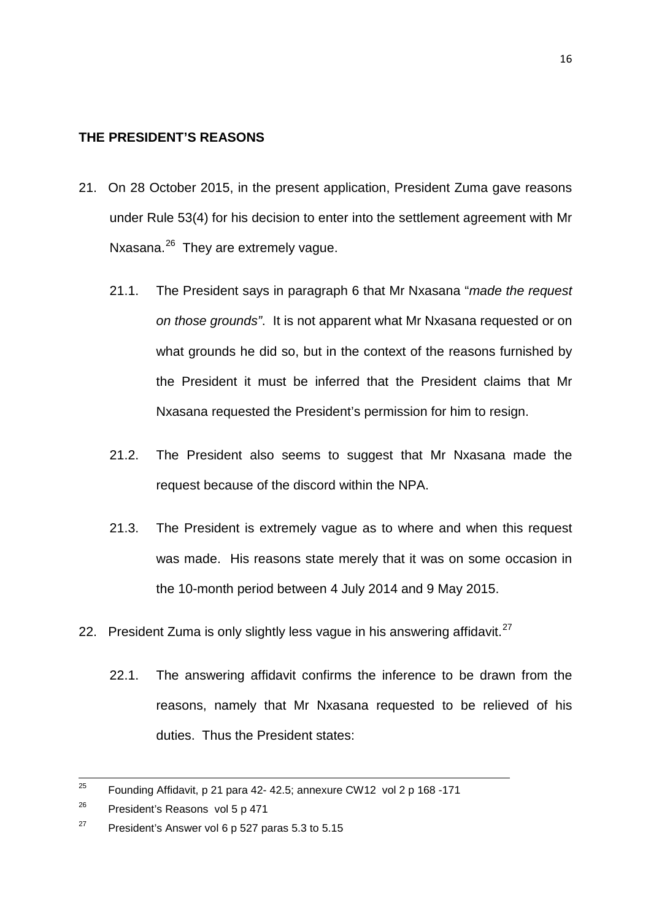**THE PRESIDENT'S REASONS**

21. On 28 October 2015, in the present application, President Zuma gave reasons under Rule 53(4) for his decision to enter into the settlement agreement with Mr Nxasana.[26] They are extremely vague.

    21.1. The President says in paragraph 6 that Mr Nxasana "*made the request on those grounds"*. It is not apparent what Mr Nxasana requested or on what grounds he did so, but in the context of the reasons furnished by the President it must be inferred that the President claims that Mr Nxasana requested the President's permission for him to resign.

    21.2. The President also seems to suggest that Mr Nxasana made the request because of the discord within the NPA.

    21.3. The President is extremely vague as to where and when this request was made. His reasons state merely that it was on some occasion in the 10-month period between 4 July 2014 and 9 May 2015.

22. President Zuma is only slightly less vague in his answering affidavit.[27]

    22.1. The answering affidavit confirms the inference to be drawn from the reasons, namely that Mr Nxasana requested to be relieved of his duties. Thus the President states:

---

[25] Founding Affidavit, p 21 para 42- 42.5; annexure CW12 vol 2 p 168 -171

[26] President's Reasons vol 5 p 471

[27] President's Answer vol 6 p 527 paras 5.3 to 5.15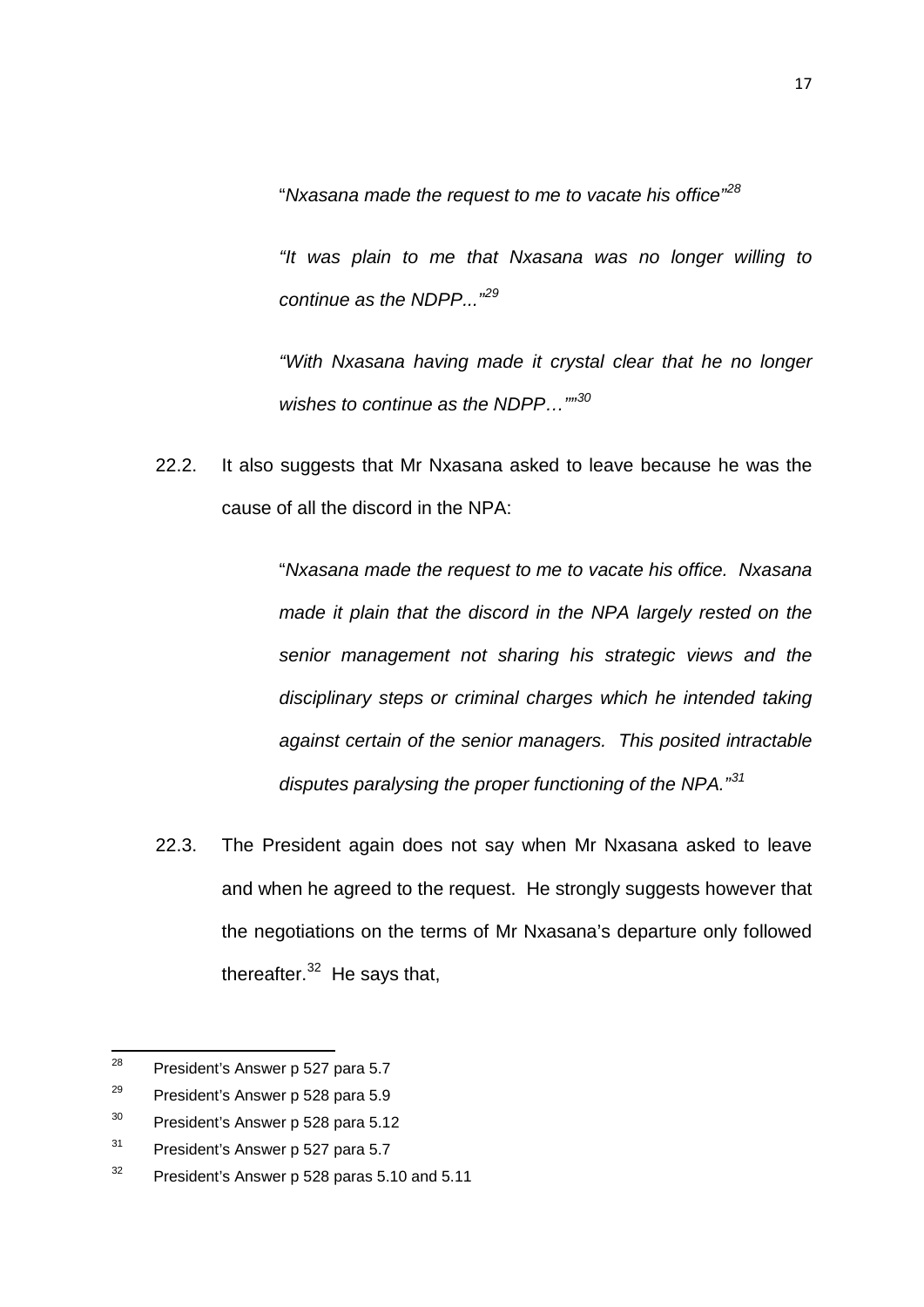"*Nxasana made the request to me to vacate his office*"[28]

"*It was plain to me that Nxasana was no longer willing to continue as the NDPP...*"[29]

"*With Nxasana having made it crystal clear that he no longer wishes to continue as the NDPP…*""[30]

22.2. It also suggests that Mr Nxasana asked to leave because he was the cause of all the discord in the NPA:

> "*Nxasana made the request to me to vacate his office. Nxasana made it plain that the discord in the NPA largely rested on the senior management not sharing his strategic views and the disciplinary steps or criminal charges which he intended taking against certain of the senior managers. This posited intractable disputes paralysing the proper functioning of the NPA.*"[31]

22.3. The President again does not say when Mr Nxasana asked to leave and when he agreed to the request. He strongly suggests however that the negotiations on the terms of Mr Nxasana's departure only followed thereafter.[32] He says that,

---

[28] President's Answer p 527 para 5.7

[29] President's Answer p 528 para 5.9

[30] President's Answer p 528 para 5.12

[31] President's Answer p 527 para 5.7

[32] President's Answer p 528 paras 5.10 and 5.11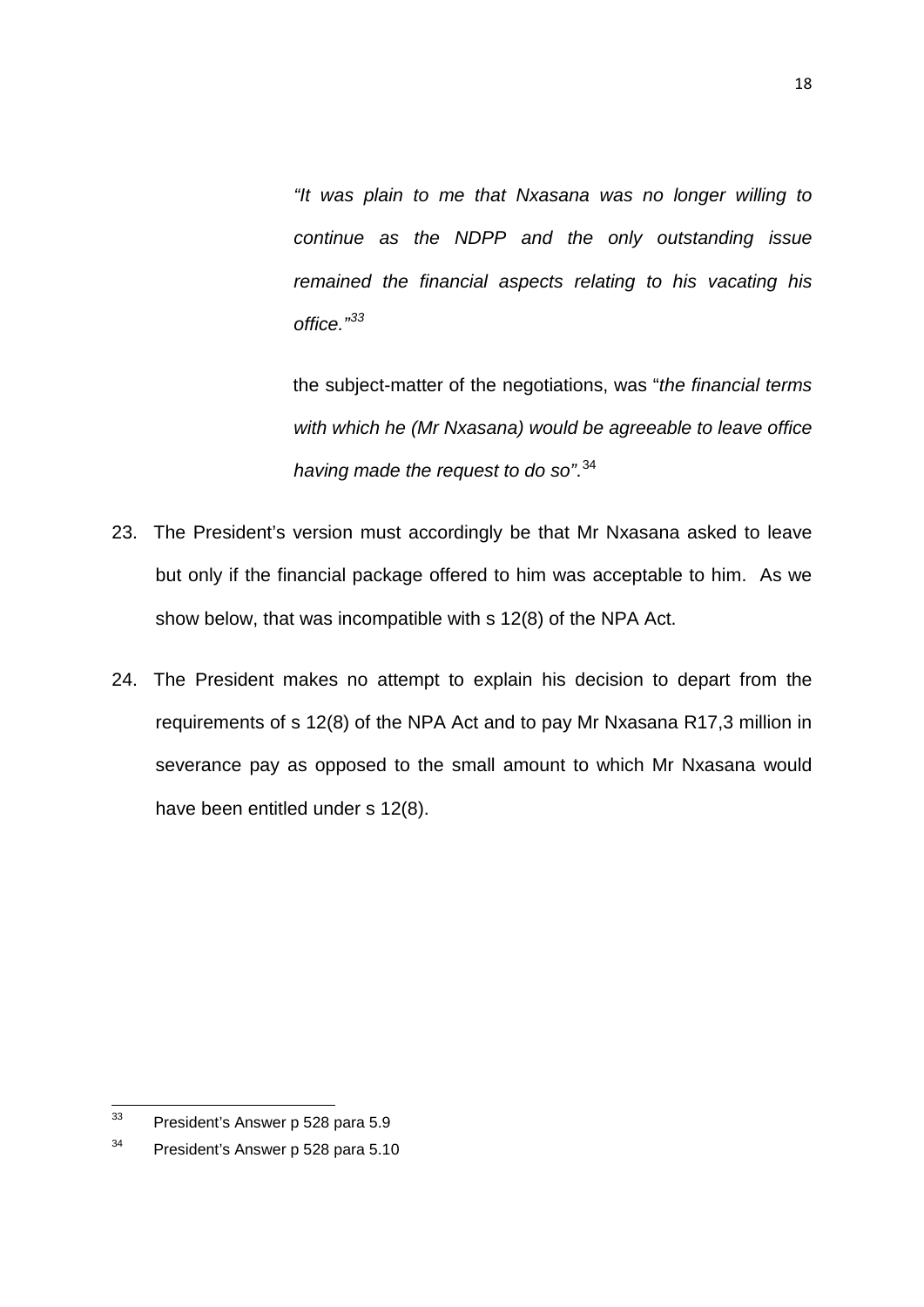> *"It was plain to me that Nxasana was no longer willing to continue as the NDPP and the only outstanding issue remained the financial aspects relating to his vacating his office."*[33]
>
> the subject-matter of the negotiations, was "*the financial terms with which he (Mr Nxasana) would be agreeable to leave office having made the request to do so"*.[34]

23. The President's version must accordingly be that Mr Nxasana asked to leave but only if the financial package offered to him was acceptable to him. As we show below, that was incompatible with s 12(8) of the NPA Act.

24. The President makes no attempt to explain his decision to depart from the requirements of s 12(8) of the NPA Act and to pay Mr Nxasana R17,3 million in severance pay as opposed to the small amount to which Mr Nxasana would have been entitled under s 12(8).

---

[33] President's Answer p 528 para 5.9

[34] President's Answer p 528 para 5.10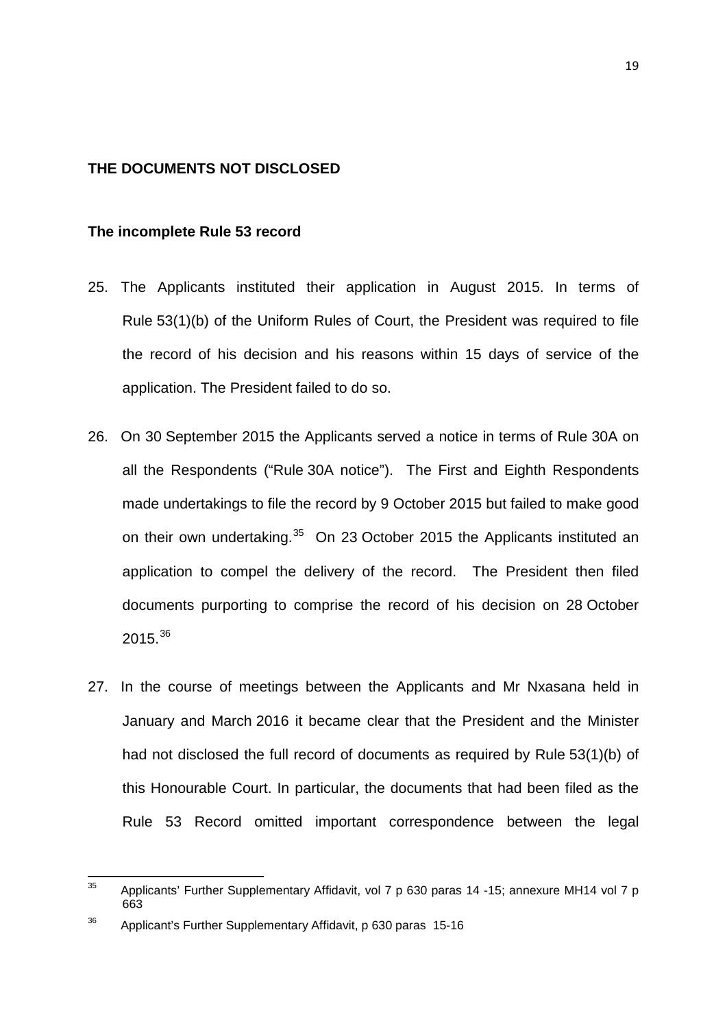**THE DOCUMENTS NOT DISCLOSED**

**The incomplete Rule 53 record**

25. The Applicants instituted their application in August 2015. In terms of Rule 53(1)(b) of the Uniform Rules of Court, the President was required to file the record of his decision and his reasons within 15 days of service of the application. The President failed to do so.

26. On 30 September 2015 the Applicants served a notice in terms of Rule 30A on all the Respondents ("Rule 30A notice"). The First and Eighth Respondents made undertakings to file the record by 9 October 2015 but failed to make good on their own undertaking.[35] On 23 October 2015 the Applicants instituted an application to compel the delivery of the record. The President then filed documents purporting to comprise the record of his decision on 28 October 2015.[36]

27. In the course of meetings between the Applicants and Mr Nxasana held in January and March 2016 it became clear that the President and the Minister had not disclosed the full record of documents as required by Rule 53(1)(b) of this Honourable Court. In particular, the documents that had been filed as the Rule 53 Record omitted important correspondence between the legal

---

[35] Applicants' Further Supplementary Affidavit, vol 7 p 630 paras 14 -15; annexure MH14 vol 7 p 663

[36] Applicant's Further Supplementary Affidavit, p 630 paras 15-16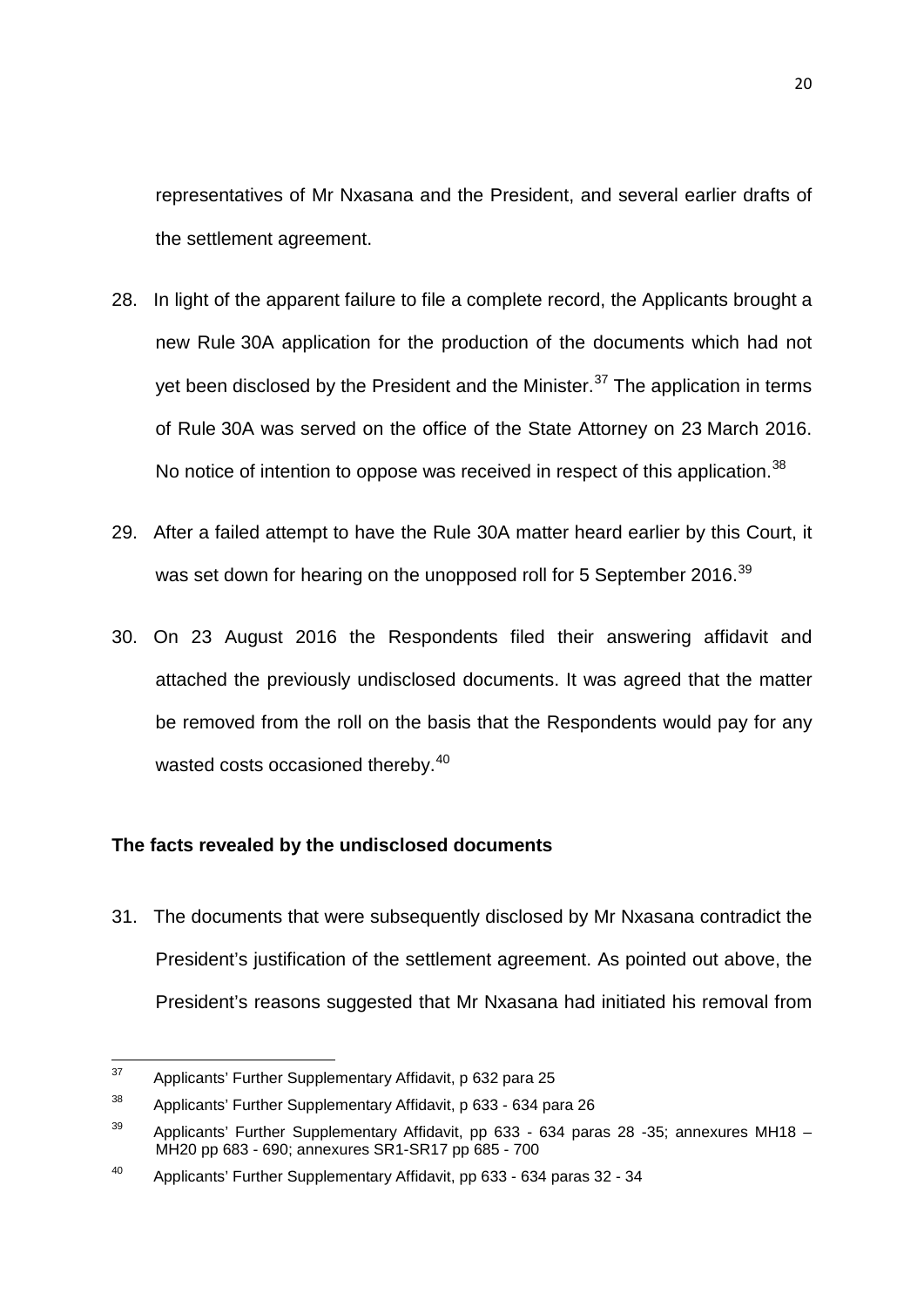representatives of Mr Nxasana and the President, and several earlier drafts of the settlement agreement.

28. In light of the apparent failure to file a complete record, the Applicants brought a new Rule 30A application for the production of the documents which had not yet been disclosed by the President and the Minister.[37] The application in terms of Rule 30A was served on the office of the State Attorney on 23 March 2016. No notice of intention to oppose was received in respect of this application.[38]

29. After a failed attempt to have the Rule 30A matter heard earlier by this Court, it was set down for hearing on the unopposed roll for 5 September 2016.[39]

30. On 23 August 2016 the Respondents filed their answering affidavit and attached the previously undisclosed documents. It was agreed that the matter be removed from the roll on the basis that the Respondents would pay for any wasted costs occasioned thereby.[40]

**The facts revealed by the undisclosed documents**

31. The documents that were subsequently disclosed by Mr Nxasana contradict the President's justification of the settlement agreement. As pointed out above, the President's reasons suggested that Mr Nxasana had initiated his removal from

---

[37] Applicants' Further Supplementary Affidavit, p 632 para 25

[38] Applicants' Further Supplementary Affidavit, p 633 - 634 para 26

[39] Applicants' Further Supplementary Affidavit, pp 633 - 634 paras 28 -35; annexures MH18 – MH20 pp 683 - 690; annexures SR1-SR17 pp 685 - 700

[40] Applicants' Further Supplementary Affidavit, pp 633 - 634 paras 32 - 34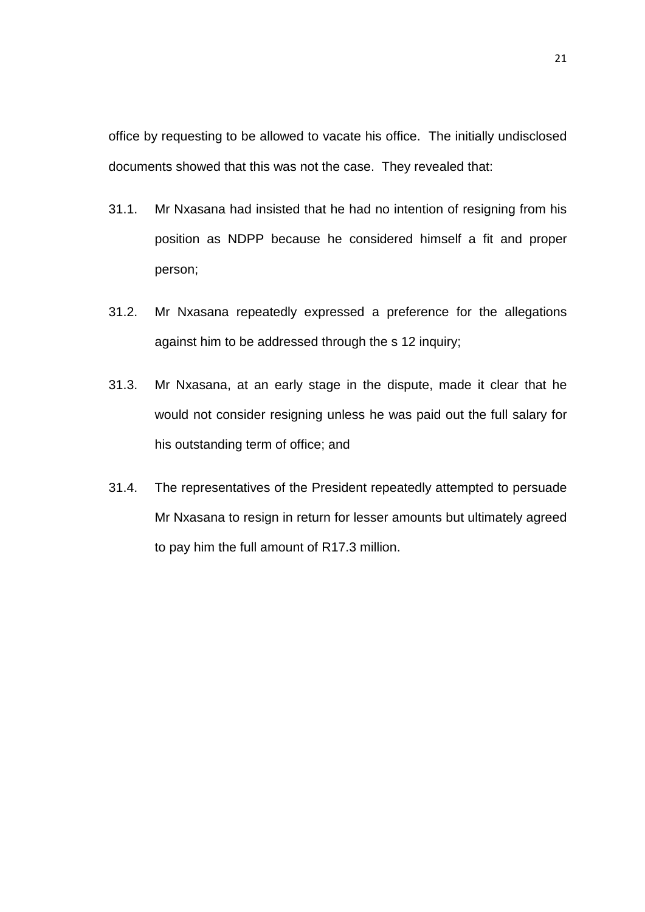office by requesting to be allowed to vacate his office. The initially undisclosed documents showed that this was not the case. They revealed that:

31.1. Mr Nxasana had insisted that he had no intention of resigning from his position as NDPP because he considered himself a fit and proper person;

31.2. Mr Nxasana repeatedly expressed a preference for the allegations against him to be addressed through the s 12 inquiry;

31.3. Mr Nxasana, at an early stage in the dispute, made it clear that he would not consider resigning unless he was paid out the full salary for his outstanding term of office; and

31.4. The representatives of the President repeatedly attempted to persuade Mr Nxasana to resign in return for lesser amounts but ultimately agreed to pay him the full amount of R17.3 million.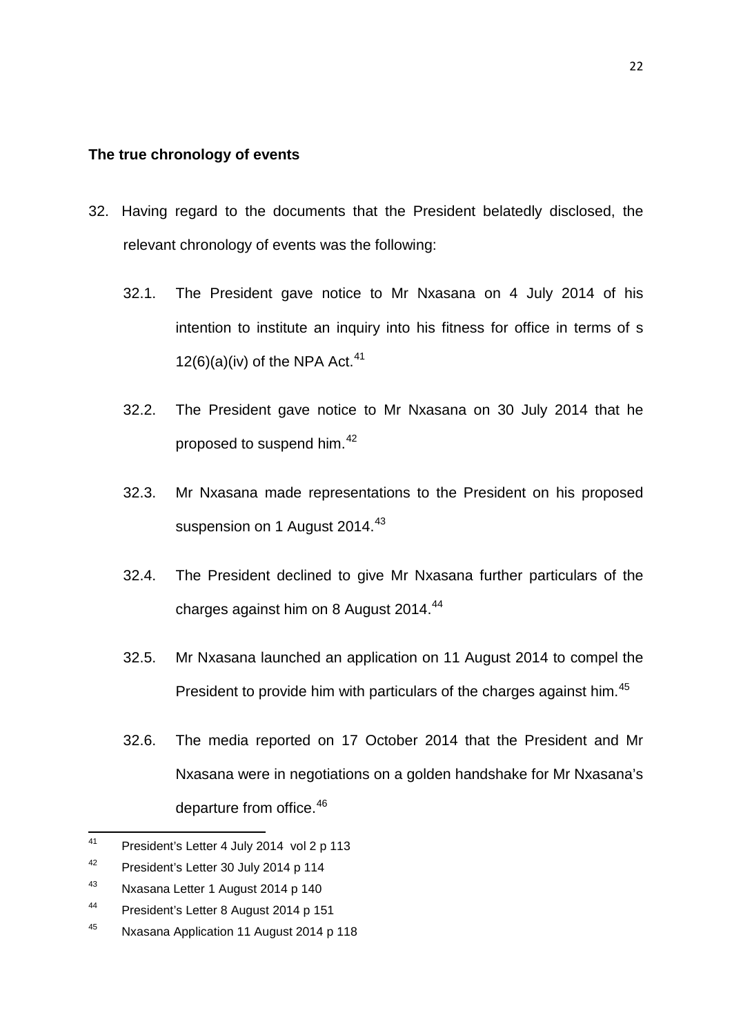**The true chronology of events**

32. Having regard to the documents that the President belatedly disclosed, the relevant chronology of events was the following:

    32.1. The President gave notice to Mr Nxasana on 4 July 2014 of his intention to institute an inquiry into his fitness for office in terms of s 12(6)(a)(iv) of the NPA Act.[41]

    32.2. The President gave notice to Mr Nxasana on 30 July 2014 that he proposed to suspend him.[42]

    32.3. Mr Nxasana made representations to the President on his proposed suspension on 1 August 2014.[43]

    32.4. The President declined to give Mr Nxasana further particulars of the charges against him on 8 August 2014.[44]

    32.5. Mr Nxasana launched an application on 11 August 2014 to compel the President to provide him with particulars of the charges against him.[45]

    32.6. The media reported on 17 October 2014 that the President and Mr Nxasana were in negotiations on a golden handshake for Mr Nxasana's departure from office.[46]

---

[41] President's Letter 4 July 2014 vol 2 p 113

[42] President's Letter 30 July 2014 p 114

[43] Nxasana Letter 1 August 2014 p 140

[44] President's Letter 8 August 2014 p 151

[45] Nxasana Application 11 August 2014 p 118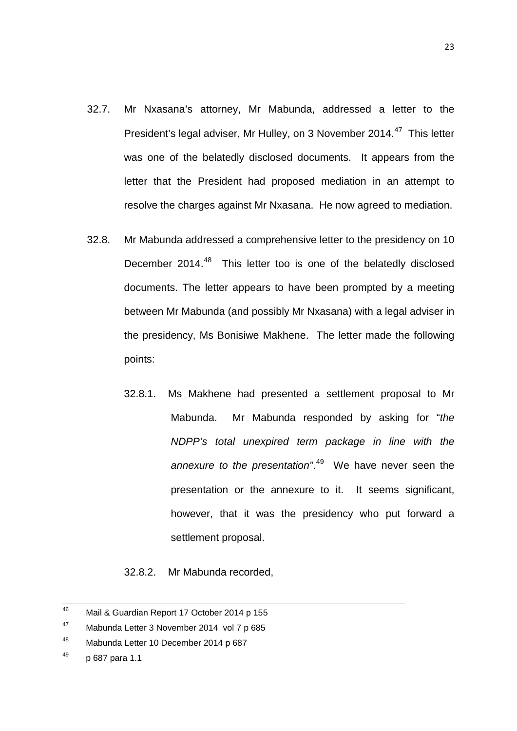32.7. Mr Nxasana's attorney, Mr Mabunda, addressed a letter to the President's legal adviser, Mr Hulley, on 3 November 2014.[47] This letter was one of the belatedly disclosed documents. It appears from the letter that the President had proposed mediation in an attempt to resolve the charges against Mr Nxasana. He now agreed to mediation.

32.8. Mr Mabunda addressed a comprehensive letter to the presidency on 10 December 2014.[48] This letter too is one of the belatedly disclosed documents. The letter appears to have been prompted by a meeting between Mr Mabunda (and possibly Mr Nxasana) with a legal adviser in the presidency, Ms Bonisiwe Makhene. The letter made the following points:

32.8.1. Ms Makhene had presented a settlement proposal to Mr Mabunda. Mr Mabunda responded by asking for "*the NDPP's total unexpired term package in line with the annexure to the presentation*".[49] We have never seen the presentation or the annexure to it. It seems significant, however, that it was the presidency who put forward a settlement proposal.

32.8.2. Mr Mabunda recorded,

---

[46] Mail & Guardian Report 17 October 2014 p 155

[47] Mabunda Letter 3 November 2014 vol 7 p 685

[48] Mabunda Letter 10 December 2014 p 687

[49] p 687 para 1.1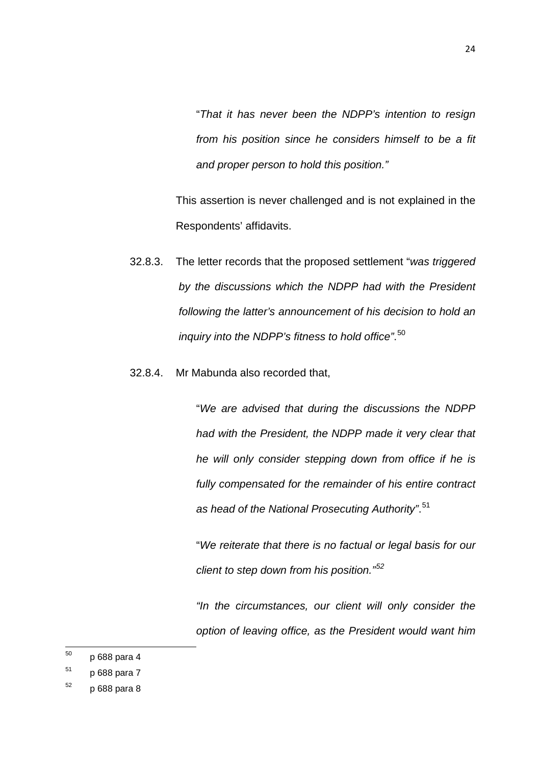"*That it has never been the NDPP's intention to resign from his position since he considers himself to be a fit and proper person to hold this position.*"

This assertion is never challenged and is not explained in the Respondents' affidavits.

32.8.3. The letter records that the proposed settlement "*was triggered by the discussions which the NDPP had with the President following the latter's announcement of his decision to hold an inquiry into the NDPP's fitness to hold office*".[50]

32.8.4. Mr Mabunda also recorded that,

"*We are advised that during the discussions the NDPP had with the President, the NDPP made it very clear that he will only consider stepping down from office if he is fully compensated for the remainder of his entire contract as head of the National Prosecuting Authority*".[51]

"*We reiterate that there is no factual or legal basis for our client to step down from his position.*"[52]

"*In the circumstances, our client will only consider the option of leaving office, as the President would want him*

---

[50] p 688 para 4

[51] p 688 para 7

[52] p 688 para 8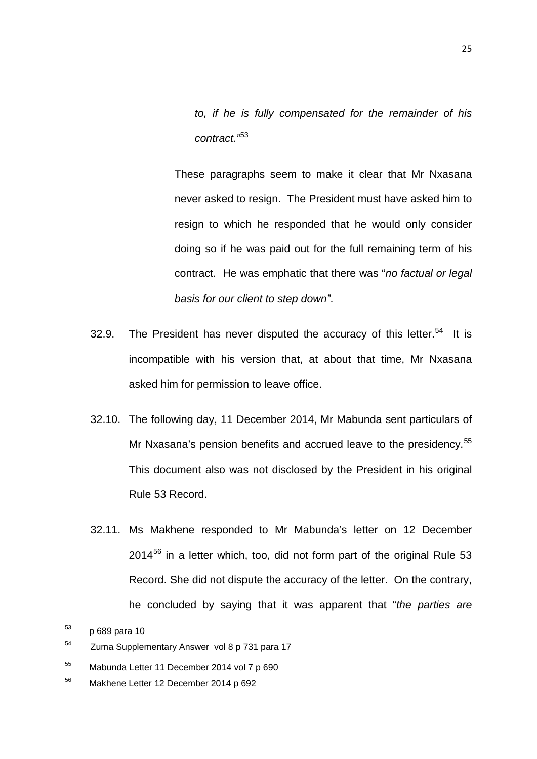> *to, if he is fully compensated for the remainder of his contract."*[53]

These paragraphs seem to make it clear that Mr Nxasana never asked to resign. The President must have asked him to resign to which he responded that he would only consider doing so if he was paid out for the full remaining term of his contract. He was emphatic that there was "*no factual or legal basis for our client to step down"*.

32.9. The President has never disputed the accuracy of this letter.[54] It is incompatible with his version that, at about that time, Mr Nxasana asked him for permission to leave office.

32.10. The following day, 11 December 2014, Mr Mabunda sent particulars of Mr Nxasana's pension benefits and accrued leave to the presidency.[55] This document also was not disclosed by the President in his original Rule 53 Record.

32.11. Ms Makhene responded to Mr Mabunda's letter on 12 December 2014[56] in a letter which, too, did not form part of the original Rule 53 Record. She did not dispute the accuracy of the letter. On the contrary, he concluded by saying that it was apparent that "*the parties are*

---

[53] p 689 para 10

[54] Zuma Supplementary Answer vol 8 p 731 para 17

[55] Mabunda Letter 11 December 2014 vol 7 p 690

[56] Makhene Letter 12 December 2014 p 692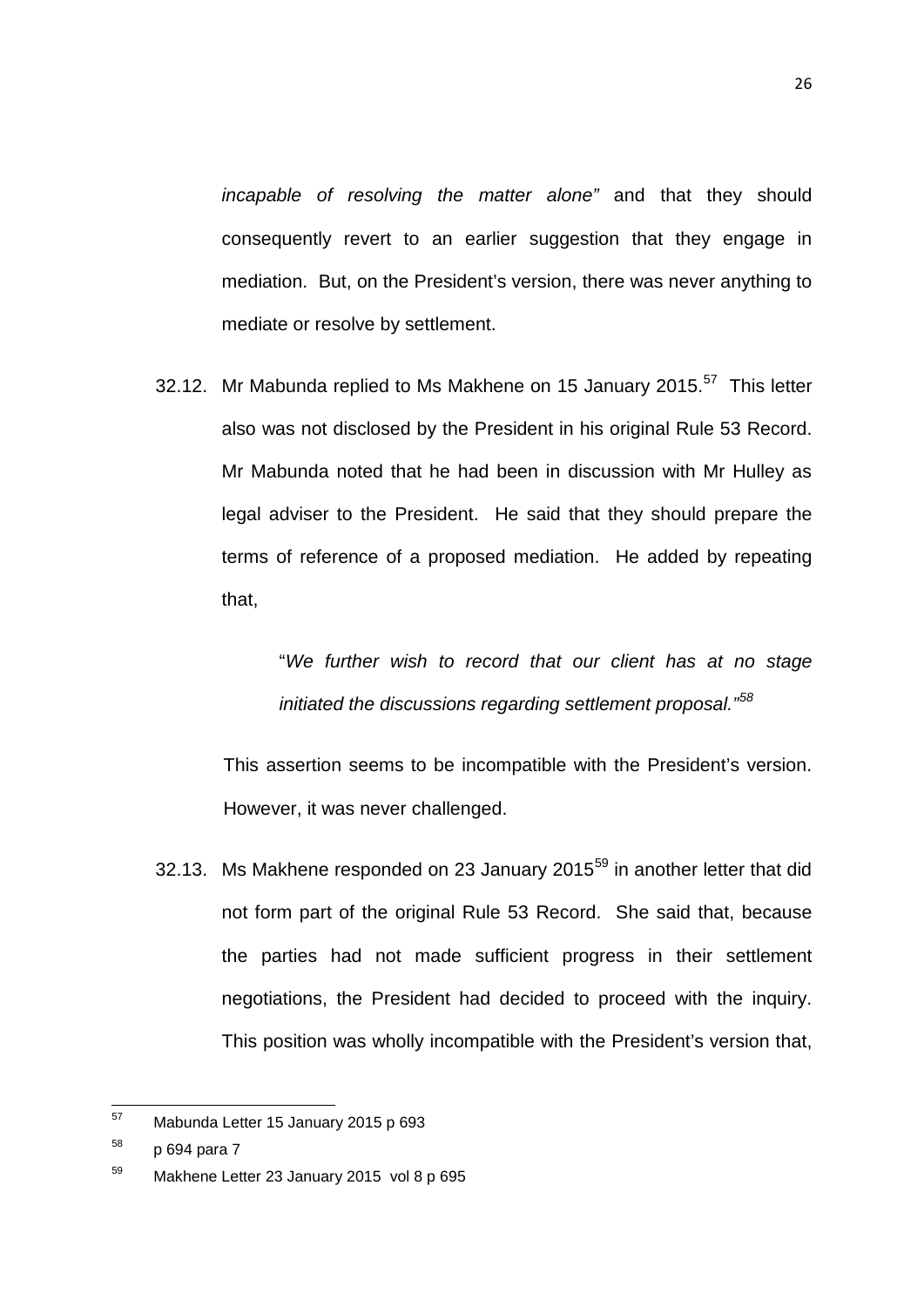*incapable of resolving the matter alone"* and that they should consequently revert to an earlier suggestion that they engage in mediation. But, on the President's version, there was never anything to mediate or resolve by settlement.

32.12. Mr Mabunda replied to Ms Makhene on 15 January 2015.[57] This letter also was not disclosed by the President in his original Rule 53 Record. Mr Mabunda noted that he had been in discussion with Mr Hulley as legal adviser to the President. He said that they should prepare the terms of reference of a proposed mediation. He added by repeating that,

> "*We further wish to record that our client has at no stage initiated the discussions regarding settlement proposal."*[58]

This assertion seems to be incompatible with the President's version. However, it was never challenged.

32.13. Ms Makhene responded on 23 January 2015[59] in another letter that did not form part of the original Rule 53 Record. She said that, because the parties had not made sufficient progress in their settlement negotiations, the President had decided to proceed with the inquiry. This position was wholly incompatible with the President's version that,

---

[57] Mabunda Letter 15 January 2015 p 693

[58] p 694 para 7

[59] Makhene Letter 23 January 2015 vol 8 p 695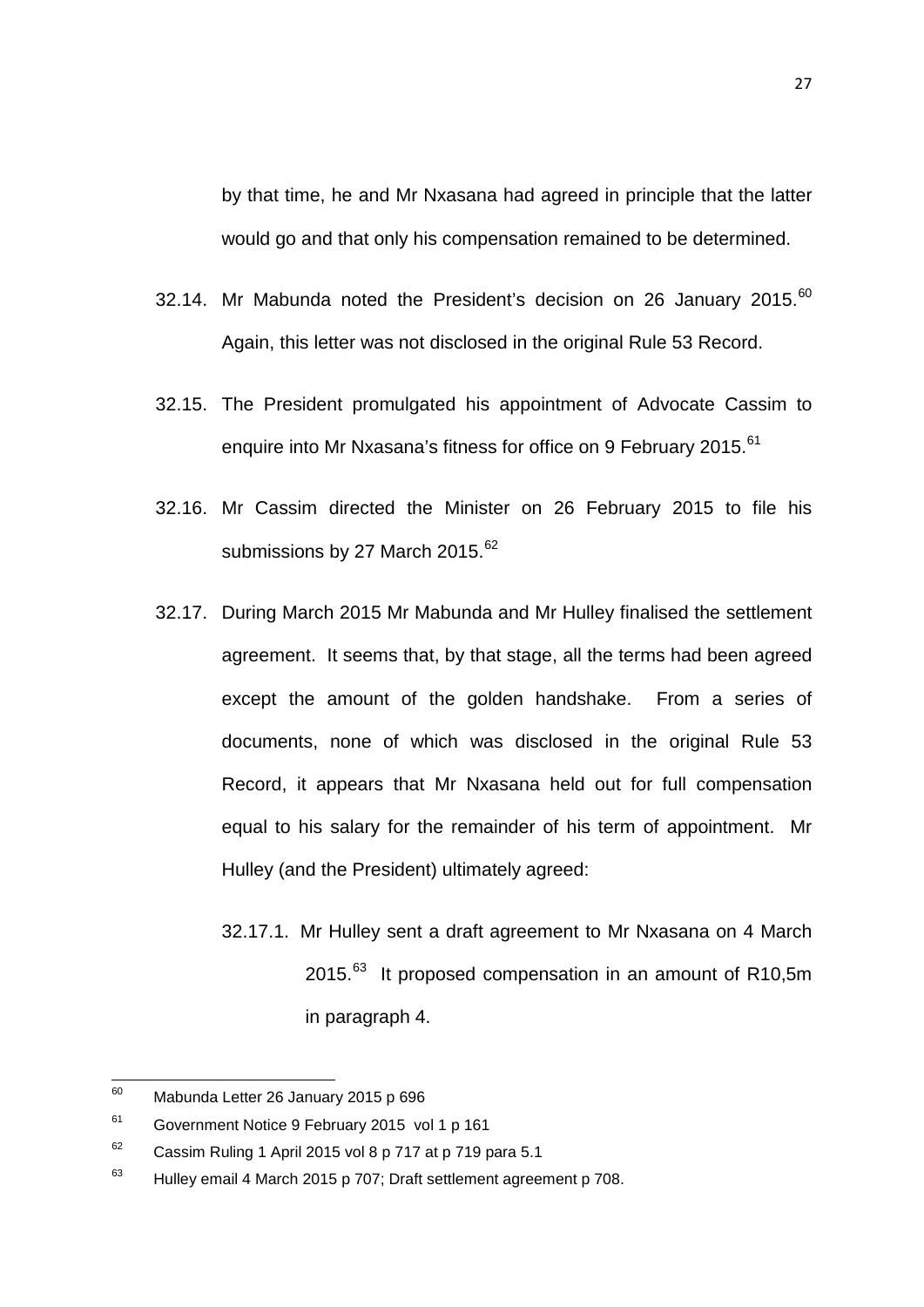by that time, he and Mr Nxasana had agreed in principle that the latter would go and that only his compensation remained to be determined.

32.14. Mr Mabunda noted the President's decision on 26 January 2015.[60] Again, this letter was not disclosed in the original Rule 53 Record.

32.15. The President promulgated his appointment of Advocate Cassim to enquire into Mr Nxasana's fitness for office on 9 February 2015.[61]

32.16. Mr Cassim directed the Minister on 26 February 2015 to file his submissions by 27 March 2015.[62]

32.17. During March 2015 Mr Mabunda and Mr Hulley finalised the settlement agreement. It seems that, by that stage, all the terms had been agreed except the amount of the golden handshake. From a series of documents, none of which was disclosed in the original Rule 53 Record, it appears that Mr Nxasana held out for full compensation equal to his salary for the remainder of his term of appointment. Mr Hulley (and the President) ultimately agreed:

32.17.1. Mr Hulley sent a draft agreement to Mr Nxasana on 4 March 2015.[63] It proposed compensation in an amount of R10,5m in paragraph 4.

---

[60] Mabunda Letter 26 January 2015 p 696

[61] Government Notice 9 February 2015 vol 1 p 161

[62] Cassim Ruling 1 April 2015 vol 8 p 717 at p 719 para 5.1

[63] Hulley email 4 March 2015 p 707; Draft settlement agreement p 708.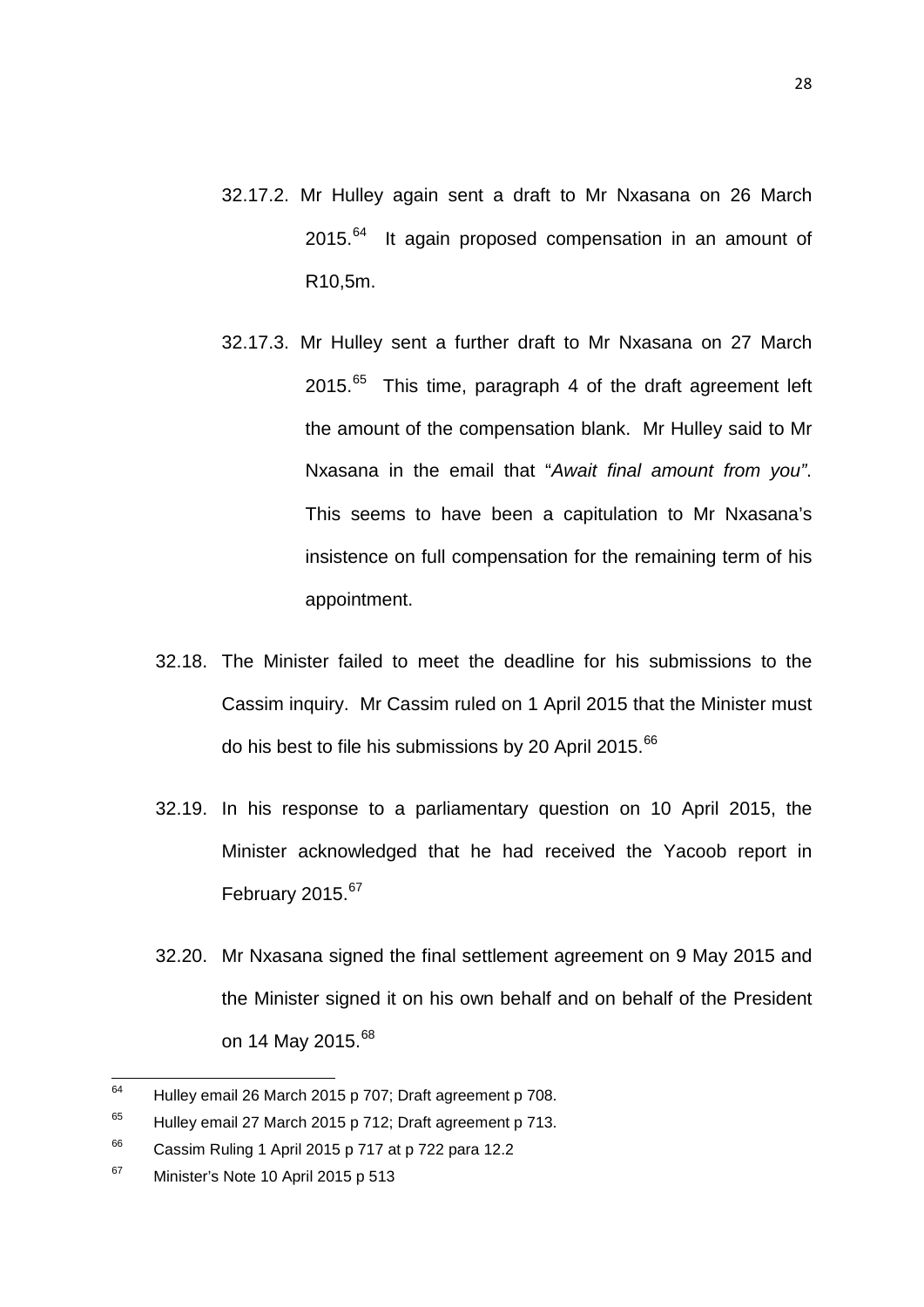32.17.2. Mr Hulley again sent a draft to Mr Nxasana on 26 March 2015.[64] It again proposed compensation in an amount of R10,5m.

32.17.3. Mr Hulley sent a further draft to Mr Nxasana on 27 March 2015.[65] This time, paragraph 4 of the draft agreement left the amount of the compensation blank. Mr Hulley said to Mr Nxasana in the email that "*Await final amount from you"*. This seems to have been a capitulation to Mr Nxasana's insistence on full compensation for the remaining term of his appointment.

32.18. The Minister failed to meet the deadline for his submissions to the Cassim inquiry. Mr Cassim ruled on 1 April 2015 that the Minister must do his best to file his submissions by 20 April 2015.[66]

32.19. In his response to a parliamentary question on 10 April 2015, the Minister acknowledged that he had received the Yacoob report in February 2015.[67]

32.20. Mr Nxasana signed the final settlement agreement on 9 May 2015 and the Minister signed it on his own behalf and on behalf of the President on 14 May 2015.[68]

---

[64] Hulley email 26 March 2015 p 707; Draft agreement p 708.

[65] Hulley email 27 March 2015 p 712; Draft agreement p 713.

[66] Cassim Ruling 1 April 2015 p 717 at p 722 para 12.2

[67] Minister's Note 10 April 2015 p 513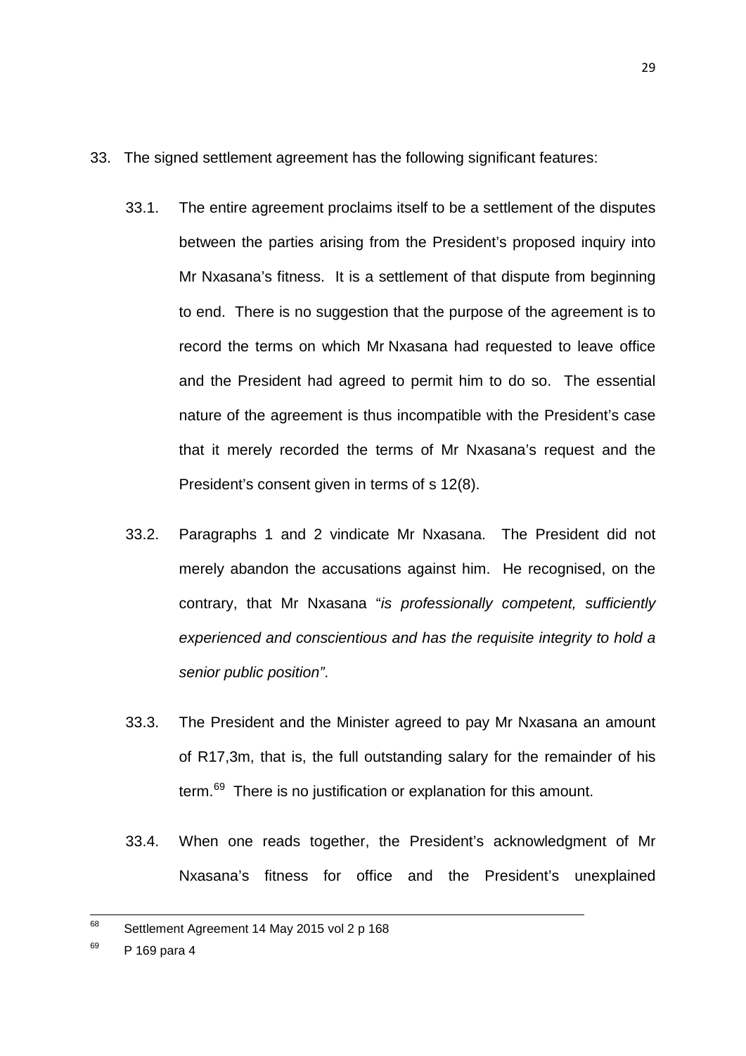33. The signed settlement agreement has the following significant features:

    33.1. The entire agreement proclaims itself to be a settlement of the disputes between the parties arising from the President's proposed inquiry into Mr Nxasana's fitness. It is a settlement of that dispute from beginning to end. There is no suggestion that the purpose of the agreement is to record the terms on which Mr Nxasana had requested to leave office and the President had agreed to permit him to do so. The essential nature of the agreement is thus incompatible with the President's case that it merely recorded the terms of Mr Nxasana's request and the President's consent given in terms of s 12(8).

    33.2. Paragraphs 1 and 2 vindicate Mr Nxasana. The President did not merely abandon the accusations against him. He recognised, on the contrary, that Mr Nxasana "*is professionally competent, sufficiently experienced and conscientious and has the requisite integrity to hold a senior public position"*.

    33.3. The President and the Minister agreed to pay Mr Nxasana an amount of R17,3m, that is, the full outstanding salary for the remainder of his term.[69] There is no justification or explanation for this amount.

    33.4. When one reads together, the President's acknowledgment of Mr Nxasana's fitness for office and the President's unexplained

---

[68] Settlement Agreement 14 May 2015 vol 2 p 168

[69] P 169 para 4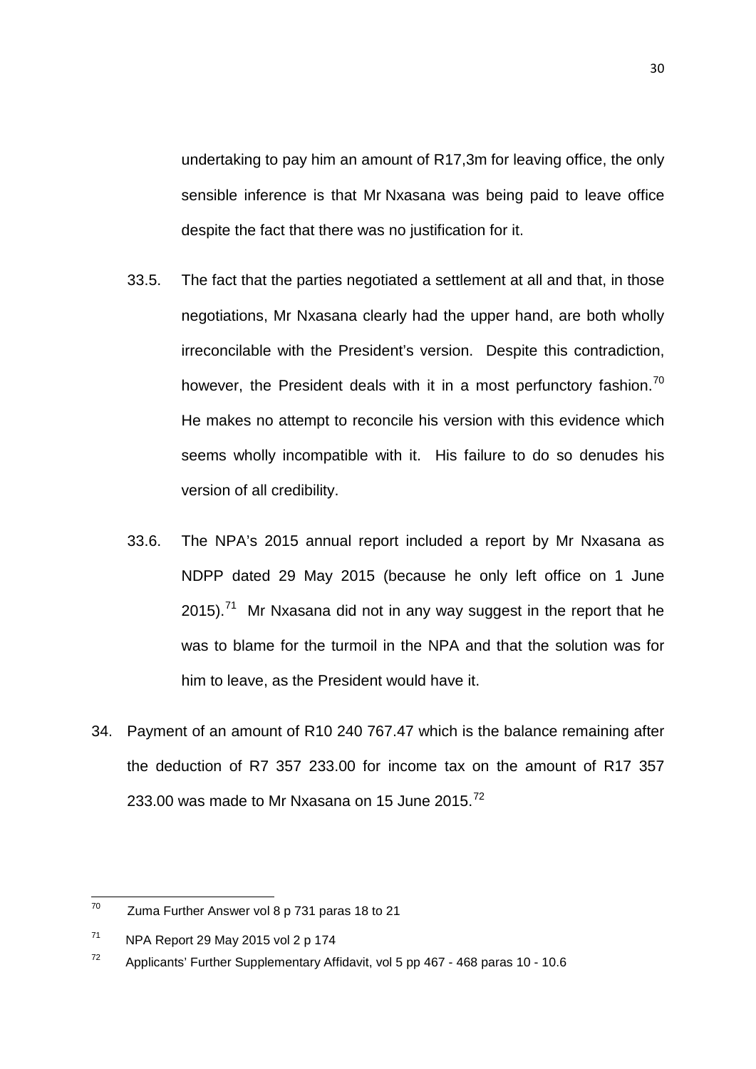undertaking to pay him an amount of R17,3m for leaving office, the only sensible inference is that Mr Nxasana was being paid to leave office despite the fact that there was no justification for it.

33.5. The fact that the parties negotiated a settlement at all and that, in those negotiations, Mr Nxasana clearly had the upper hand, are both wholly irreconcilable with the President's version. Despite this contradiction, however, the President deals with it in a most perfunctory fashion.[70] He makes no attempt to reconcile his version with this evidence which seems wholly incompatible with it. His failure to do so denudes his version of all credibility.

33.6. The NPA's 2015 annual report included a report by Mr Nxasana as NDPP dated 29 May 2015 (because he only left office on 1 June 2015).[71] Mr Nxasana did not in any way suggest in the report that he was to blame for the turmoil in the NPA and that the solution was for him to leave, as the President would have it.

34. Payment of an amount of R10 240 767.47 which is the balance remaining after the deduction of R7 357 233.00 for income tax on the amount of R17 357 233.00 was made to Mr Nxasana on 15 June 2015.[72]

---

[70] Zuma Further Answer vol 8 p 731 paras 18 to 21

[71] NPA Report 29 May 2015 vol 2 p 174

[72] Applicants' Further Supplementary Affidavit, vol 5 pp 467 - 468 paras 10 - 10.6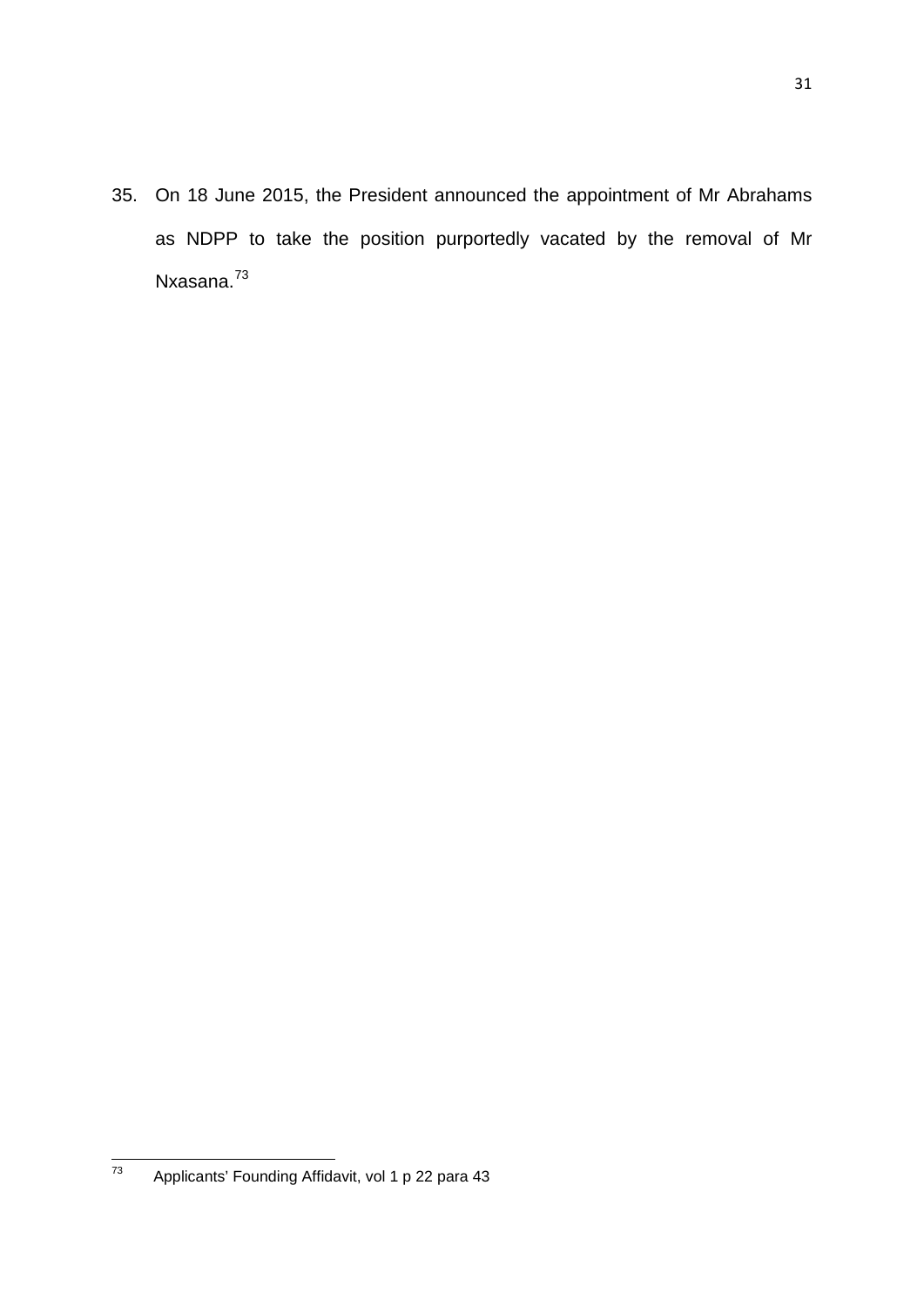35. On 18 June 2015, the President announced the appointment of Mr Abrahams as NDPP to take the position purportedly vacated by the removal of Mr Nxasana.[73]

---

[73] Applicants' Founding Affidavit, vol 1 p 22 para 43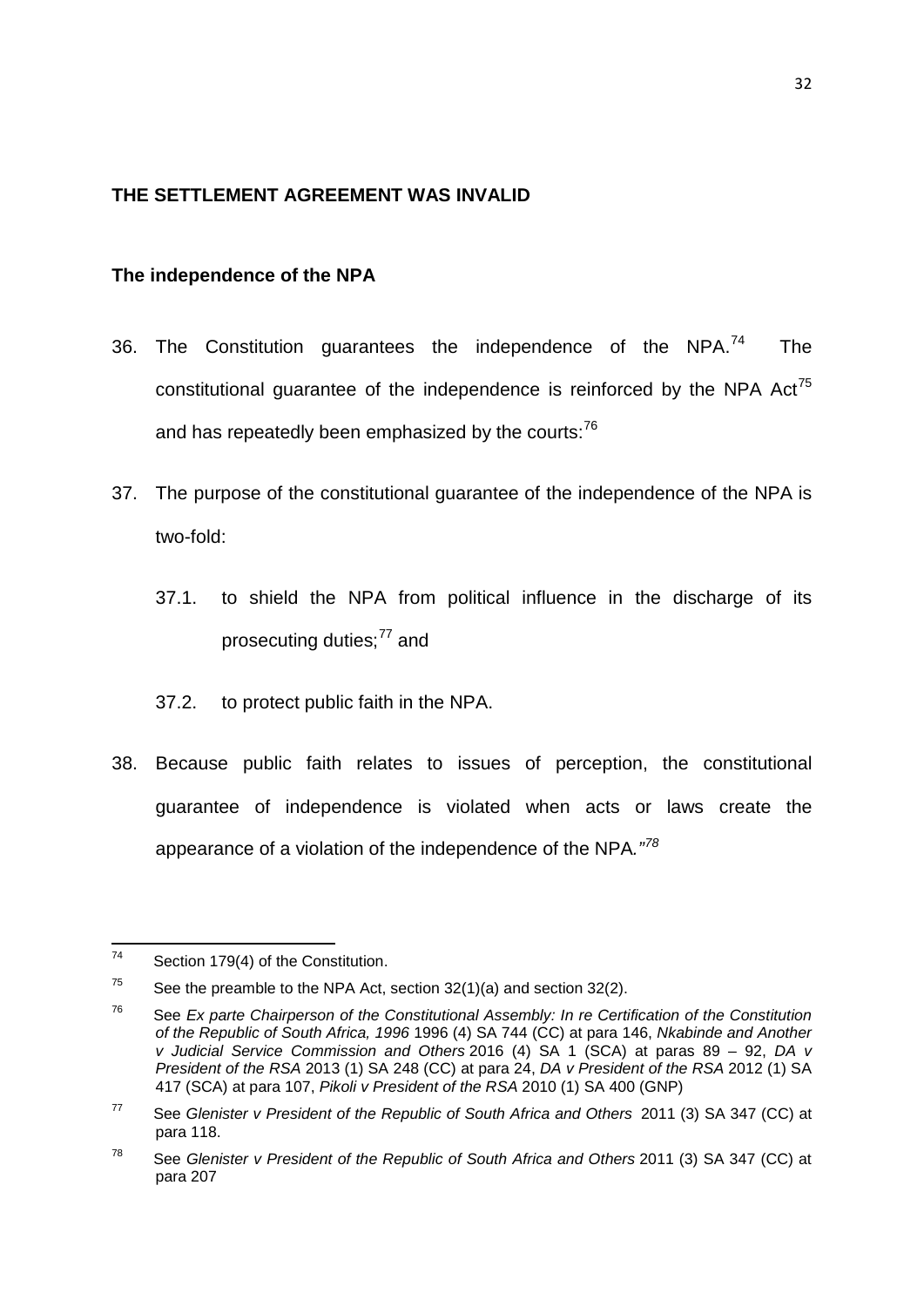**THE SETTLEMENT AGREEMENT WAS INVALID**

**The independence of the NPA**

36. The Constitution guarantees the independence of the NPA.[74] The constitutional guarantee of the independence is reinforced by the NPA Act[75] and has repeatedly been emphasized by the courts:[76]

37. The purpose of the constitutional guarantee of the independence of the NPA is two-fold:

    37.1. to shield the NPA from political influence in the discharge of its prosecuting duties;[77] and

    37.2. to protect public faith in the NPA.

38. Because public faith relates to issues of perception, the constitutional guarantee of independence is violated when acts or laws create the appearance of a violation of the independence of the NPA."[78]

---

[74] Section 179(4) of the Constitution.

[75] See the preamble to the NPA Act, section 32(1)(a) and section 32(2).

[76] See *Ex parte Chairperson of the Constitutional Assembly: In re Certification of the Constitution of the Republic of South Africa, 1996* 1996 (4) SA 744 (CC) at para 146, *Nkabinde and Another v Judicial Service Commission and Others* 2016 (4) SA 1 (SCA) at paras 89 – 92, *DA v President of the RSA* 2013 (1) SA 248 (CC) at para 24, *DA v President of the RSA* 2012 (1) SA 417 (SCA) at para 107, *Pikoli v President of the RSA* 2010 (1) SA 400 (GNP)

[77] See *Glenister v President of the Republic of South Africa and Others* 2011 (3) SA 347 (CC) at para 118.

[78] See *Glenister v President of the Republic of South Africa and Others* 2011 (3) SA 347 (CC) at para 207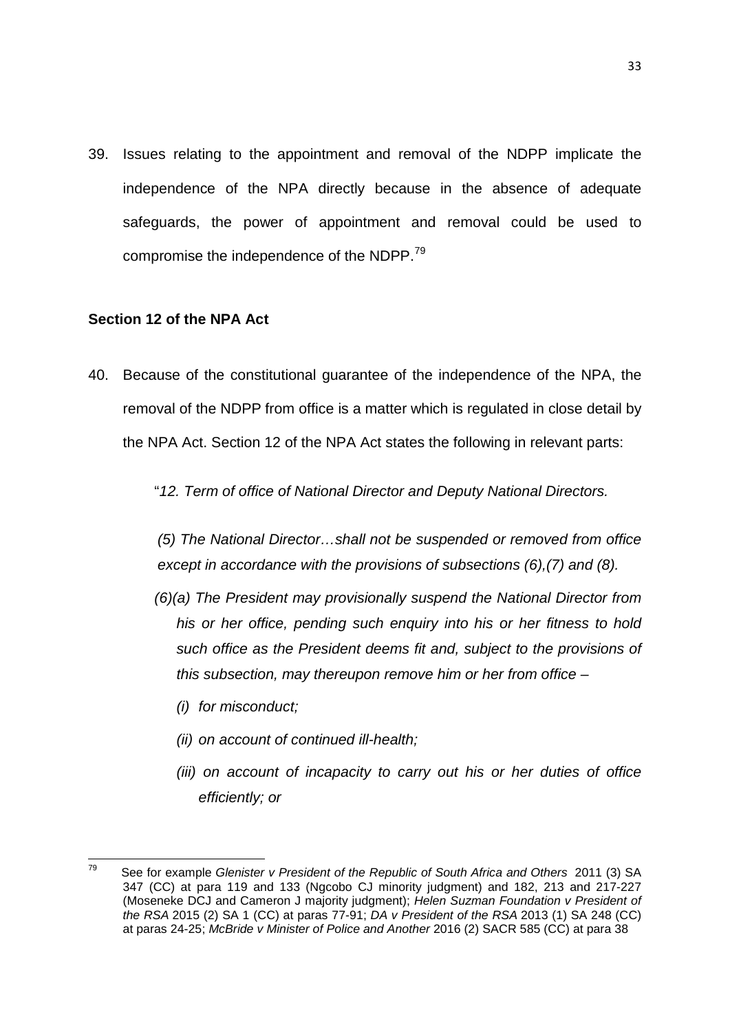39. Issues relating to the appointment and removal of the NDPP implicate the independence of the NPA directly because in the absence of adequate safeguards, the power of appointment and removal could be used to compromise the independence of the NDPP.[79]

**Section 12 of the NPA Act**

40. Because of the constitutional guarantee of the independence of the NPA, the removal of the NDPP from office is a matter which is regulated in close detail by the NPA Act. Section 12 of the NPA Act states the following in relevant parts:

> "*12. Term of office of National Director and Deputy National Directors.*
>
> *(5) The National Director…shall not be suspended or removed from office except in accordance with the provisions of subsections (6),(7) and (8).*
>
> *(6)(a) The President may provisionally suspend the National Director from his or her office, pending such enquiry into his or her fitness to hold such office as the President deems fit and, subject to the provisions of this subsection, may thereupon remove him or her from office –*
>
> *(i) for misconduct;*
>
> *(ii) on account of continued ill-health;*
>
> *(iii) on account of incapacity to carry out his or her duties of office efficiently; or*

---

[79] See for example *Glenister v President of the Republic of South Africa and Others* 2011 (3) SA 347 (CC) at para 119 and 133 (Ngcobo CJ minority judgment) and 182, 213 and 217-227 (Moseneke DCJ and Cameron J majority judgment); *Helen Suzman Foundation v President of the RSA* 2015 (2) SA 1 (CC) at paras 77-91; *DA v President of the RSA* 2013 (1) SA 248 (CC) at paras 24-25; *McBride v Minister of Police and Another* 2016 (2) SACR 585 (CC) at para 38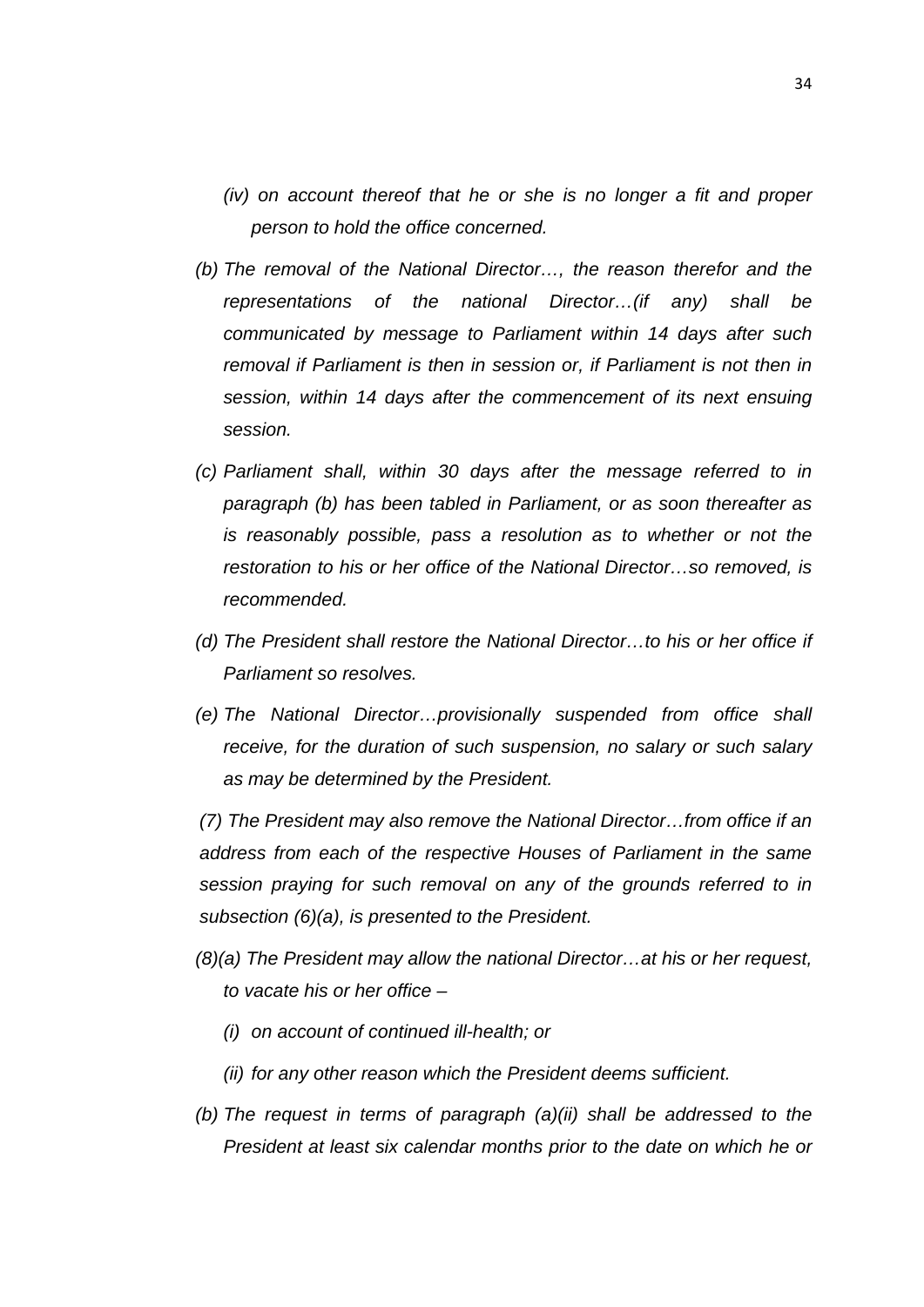*(iv) on account thereof that he or she is no longer a fit and proper person to hold the office concerned.*

*(b) The removal of the National Director…, the reason therefor and the representations of the national Director…(if any) shall be communicated by message to Parliament within 14 days after such removal if Parliament is then in session or, if Parliament is not then in session, within 14 days after the commencement of its next ensuing session.*

*(c) Parliament shall, within 30 days after the message referred to in paragraph (b) has been tabled in Parliament, or as soon thereafter as is reasonably possible, pass a resolution as to whether or not the restoration to his or her office of the National Director…so removed, is recommended.*

*(d) The President shall restore the National Director…to his or her office if Parliament so resolves.*

*(e) The National Director…provisionally suspended from office shall receive, for the duration of such suspension, no salary or such salary as may be determined by the President.*

*(7) The President may also remove the National Director…from office if an address from each of the respective Houses of Parliament in the same session praying for such removal on any of the grounds referred to in subsection (6)(a), is presented to the President.*

*(8)(a) The President may allow the national Director…at his or her request, to vacate his or her office –*

*(i) on account of continued ill-health; or*

*(ii) for any other reason which the President deems sufficient.*

*(b) The request in terms of paragraph (a)(ii) shall be addressed to the President at least six calendar months prior to the date on which he or*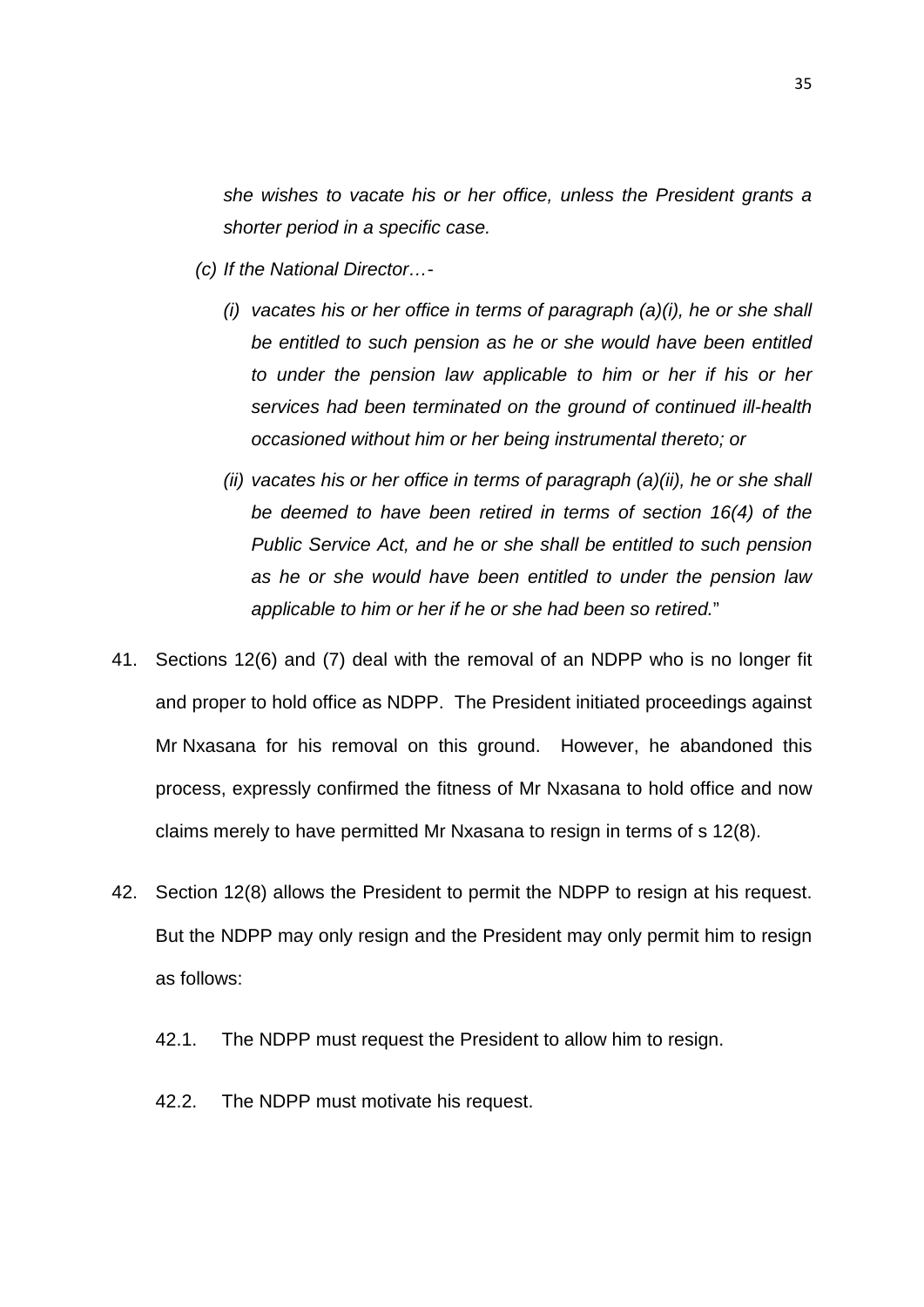> *she wishes to vacate his or her office, unless the President grants a shorter period in a specific case.*
>
> *(c) If the National Director…-*
>
> *(i) vacates his or her office in terms of paragraph (a)(i), he or she shall be entitled to such pension as he or she would have been entitled to under the pension law applicable to him or her if his or her services had been terminated on the ground of continued ill-health occasioned without him or her being instrumental thereto; or*
>
> *(ii) vacates his or her office in terms of paragraph (a)(ii), he or she shall be deemed to have been retired in terms of section 16(4) of the Public Service Act, and he or she shall be entitled to such pension as he or she would have been entitled to under the pension law applicable to him or her if he or she had been so retired.*"

41. Sections 12(6) and (7) deal with the removal of an NDPP who is no longer fit and proper to hold office as NDPP. The President initiated proceedings against Mr Nxasana for his removal on this ground. However, he abandoned this process, expressly confirmed the fitness of Mr Nxasana to hold office and now claims merely to have permitted Mr Nxasana to resign in terms of s 12(8).

42. Section 12(8) allows the President to permit the NDPP to resign at his request. But the NDPP may only resign and the President may only permit him to resign as follows:

    42.1. The NDPP must request the President to allow him to resign.

    42.2. The NDPP must motivate his request.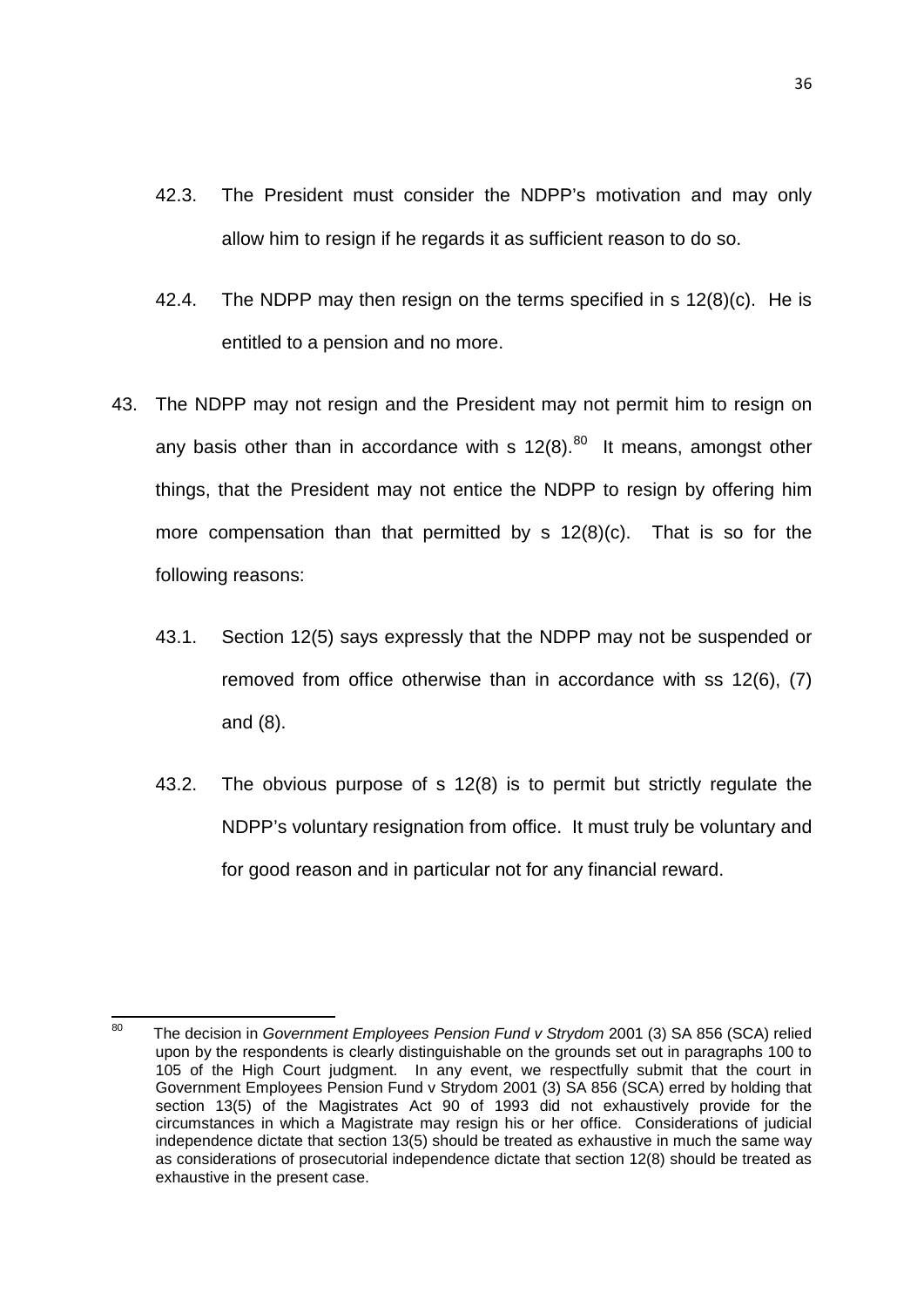42.3. The President must consider the NDPP's motivation and may only allow him to resign if he regards it as sufficient reason to do so.

42.4. The NDPP may then resign on the terms specified in s 12(8)(c). He is entitled to a pension and no more.

43. The NDPP may not resign and the President may not permit him to resign on any basis other than in accordance with s 12(8).[80] It means, amongst other things, that the President may not entice the NDPP to resign by offering him more compensation than that permitted by s 12(8)(c). That is so for the following reasons:

43.1. Section 12(5) says expressly that the NDPP may not be suspended or removed from office otherwise than in accordance with ss 12(6), (7) and (8).

43.2. The obvious purpose of s 12(8) is to permit but strictly regulate the NDPP's voluntary resignation from office. It must truly be voluntary and for good reason and in particular not for any financial reward.

---

[80] The decision in *Government Employees Pension Fund v Strydom* 2001 (3) SA 856 (SCA) relied upon by the respondents is clearly distinguishable on the grounds set out in paragraphs 100 to 105 of the High Court judgment. In any event, we respectfully submit that the court in Government Employees Pension Fund v Strydom 2001 (3) SA 856 (SCA) erred by holding that section 13(5) of the Magistrates Act 90 of 1993 did not exhaustively provide for the circumstances in which a Magistrate may resign his or her office. Considerations of judicial independence dictate that section 13(5) should be treated as exhaustive in much the same way as considerations of prosecutorial independence dictate that section 12(8) should be treated as exhaustive in the present case.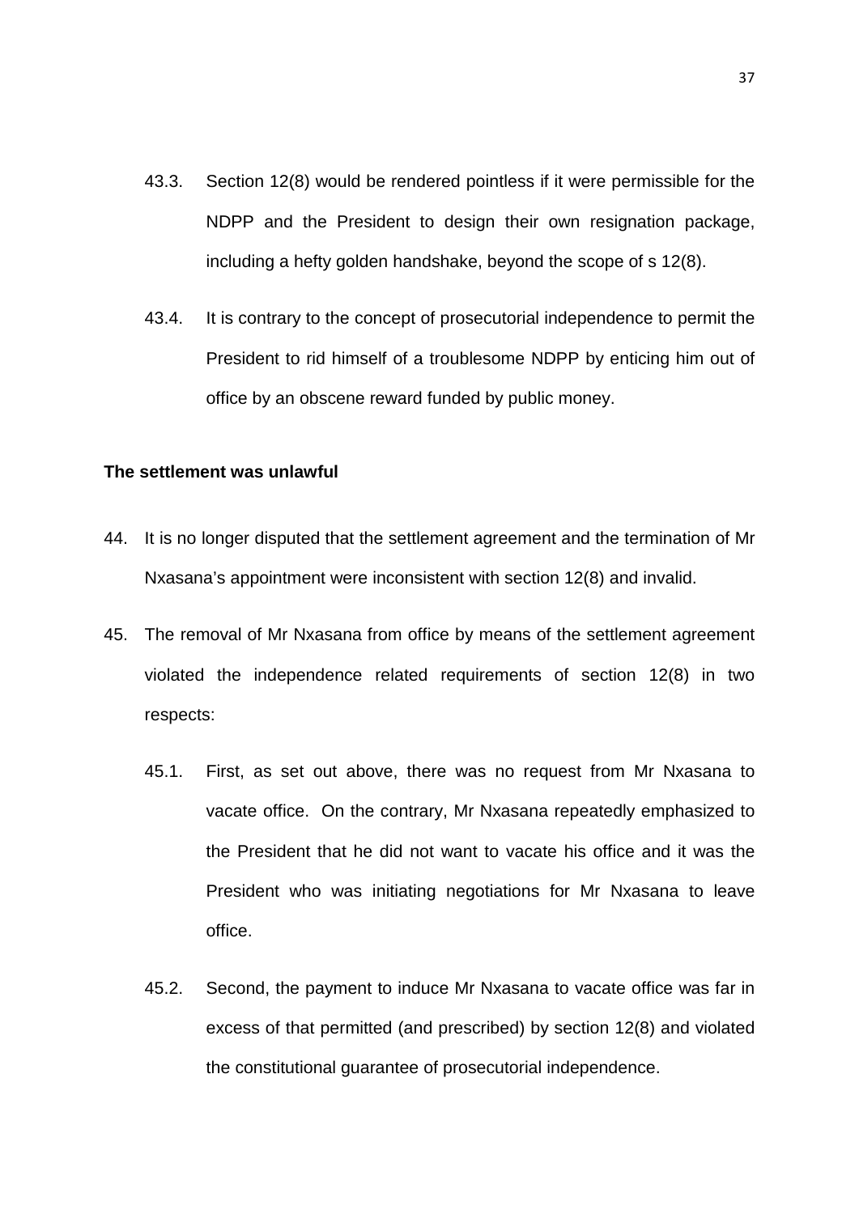43.3. Section 12(8) would be rendered pointless if it were permissible for the NDPP and the President to design their own resignation package, including a hefty golden handshake, beyond the scope of s 12(8).

43.4. It is contrary to the concept of prosecutorial independence to permit the President to rid himself of a troublesome NDPP by enticing him out of office by an obscene reward funded by public money.

**The settlement was unlawful**

44. It is no longer disputed that the settlement agreement and the termination of Mr Nxasana's appointment were inconsistent with section 12(8) and invalid.

45. The removal of Mr Nxasana from office by means of the settlement agreement violated the independence related requirements of section 12(8) in two respects:

45.1. First, as set out above, there was no request from Mr Nxasana to vacate office. On the contrary, Mr Nxasana repeatedly emphasized to the President that he did not want to vacate his office and it was the President who was initiating negotiations for Mr Nxasana to leave office.

45.2. Second, the payment to induce Mr Nxasana to vacate office was far in excess of that permitted (and prescribed) by section 12(8) and violated the constitutional guarantee of prosecutorial independence.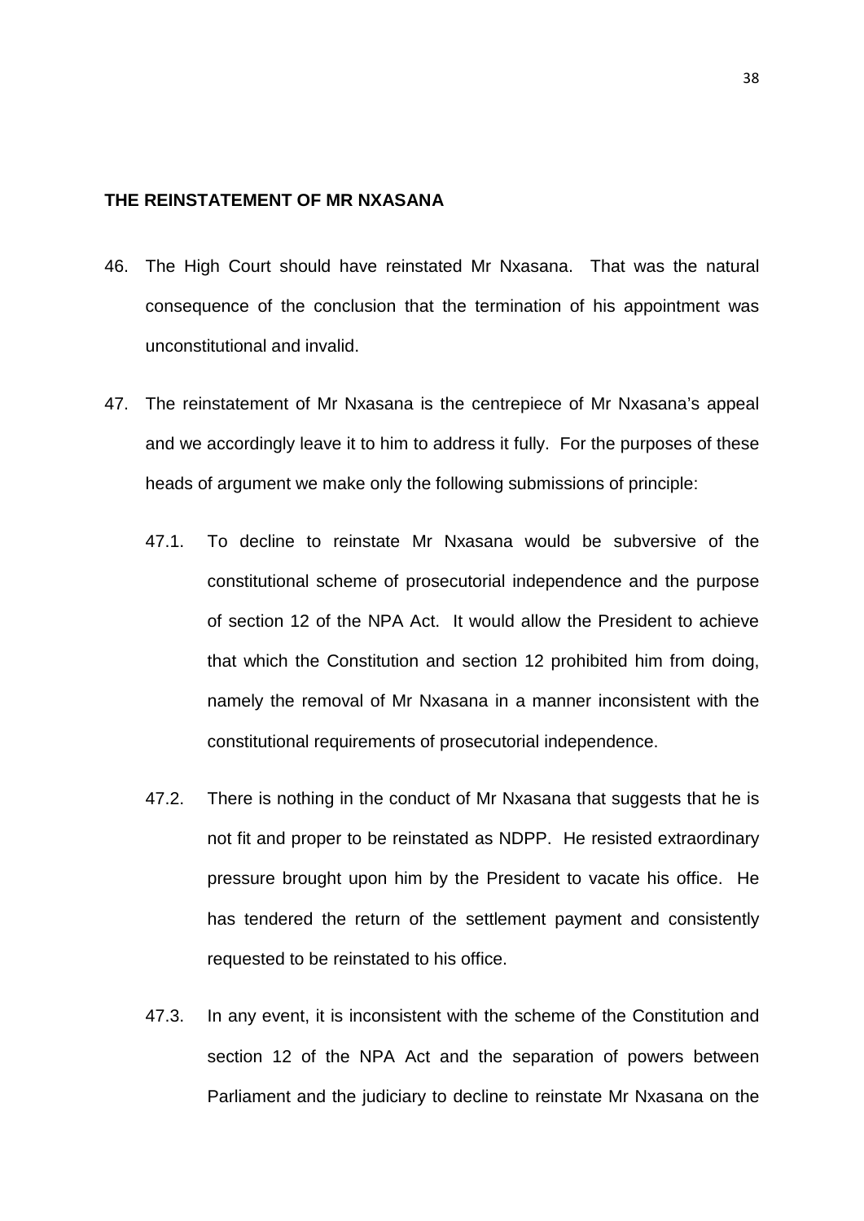**THE REINSTATEMENT OF MR NXASANA**

46. The High Court should have reinstated Mr Nxasana. That was the natural consequence of the conclusion that the termination of his appointment was unconstitutional and invalid.

47. The reinstatement of Mr Nxasana is the centrepiece of Mr Nxasana's appeal and we accordingly leave it to him to address it fully. For the purposes of these heads of argument we make only the following submissions of principle:

    47.1. To decline to reinstate Mr Nxasana would be subversive of the constitutional scheme of prosecutorial independence and the purpose of section 12 of the NPA Act. It would allow the President to achieve that which the Constitution and section 12 prohibited him from doing, namely the removal of Mr Nxasana in a manner inconsistent with the constitutional requirements of prosecutorial independence.

    47.2. There is nothing in the conduct of Mr Nxasana that suggests that he is not fit and proper to be reinstated as NDPP. He resisted extraordinary pressure brought upon him by the President to vacate his office. He has tendered the return of the settlement payment and consistently requested to be reinstated to his office.

    47.3. In any event, it is inconsistent with the scheme of the Constitution and section 12 of the NPA Act and the separation of powers between Parliament and the judiciary to decline to reinstate Mr Nxasana on the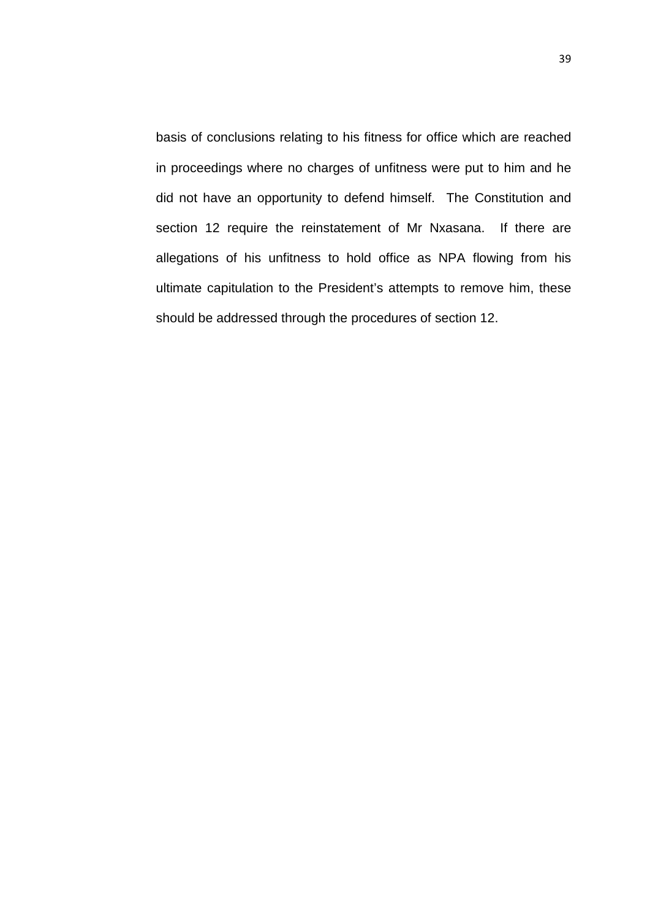basis of conclusions relating to his fitness for office which are reached in proceedings where no charges of unfitness were put to him and he did not have an opportunity to defend himself. The Constitution and section 12 require the reinstatement of Mr Nxasana. If there are allegations of his unfitness to hold office as NPA flowing from his ultimate capitulation to the President's attempts to remove him, these should be addressed through the procedures of section 12.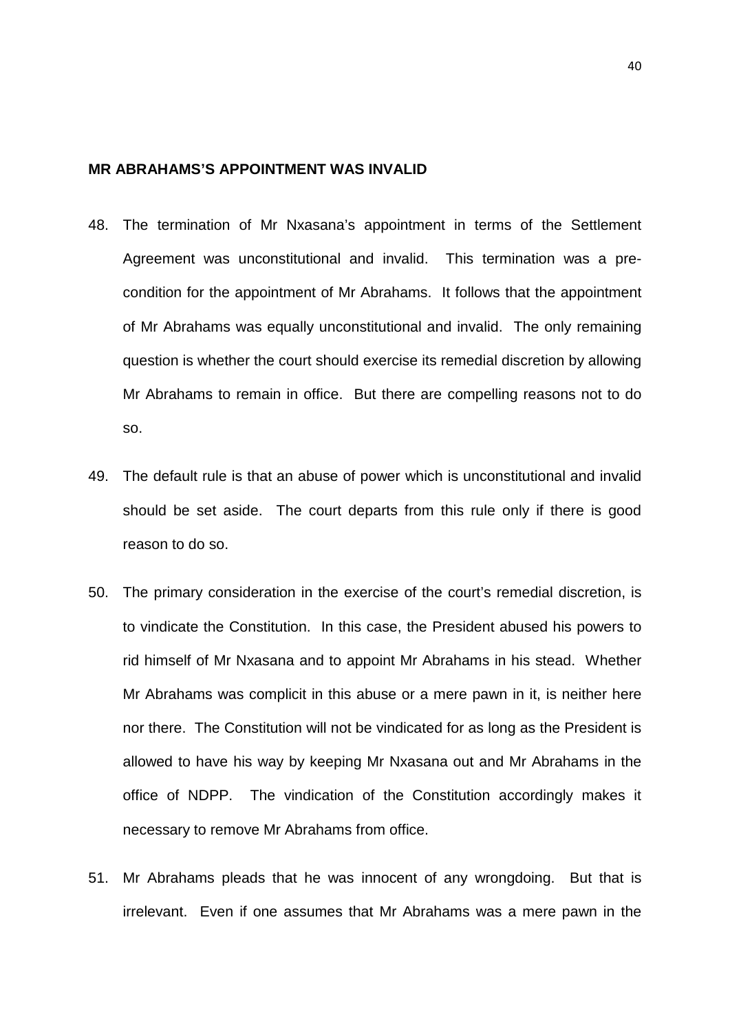**MR ABRAHAMS'S APPOINTMENT WAS INVALID**

48. The termination of Mr Nxasana's appointment in terms of the Settlement Agreement was unconstitutional and invalid. This termination was a pre-condition for the appointment of Mr Abrahams. It follows that the appointment of Mr Abrahams was equally unconstitutional and invalid. The only remaining question is whether the court should exercise its remedial discretion by allowing Mr Abrahams to remain in office. But there are compelling reasons not to do so.

49. The default rule is that an abuse of power which is unconstitutional and invalid should be set aside. The court departs from this rule only if there is good reason to do so.

50. The primary consideration in the exercise of the court's remedial discretion, is to vindicate the Constitution. In this case, the President abused his powers to rid himself of Mr Nxasana and to appoint Mr Abrahams in his stead. Whether Mr Abrahams was complicit in this abuse or a mere pawn in it, is neither here nor there. The Constitution will not be vindicated for as long as the President is allowed to have his way by keeping Mr Nxasana out and Mr Abrahams in the office of NDPP. The vindication of the Constitution accordingly makes it necessary to remove Mr Abrahams from office.

51. Mr Abrahams pleads that he was innocent of any wrongdoing. But that is irrelevant. Even if one assumes that Mr Abrahams was a mere pawn in the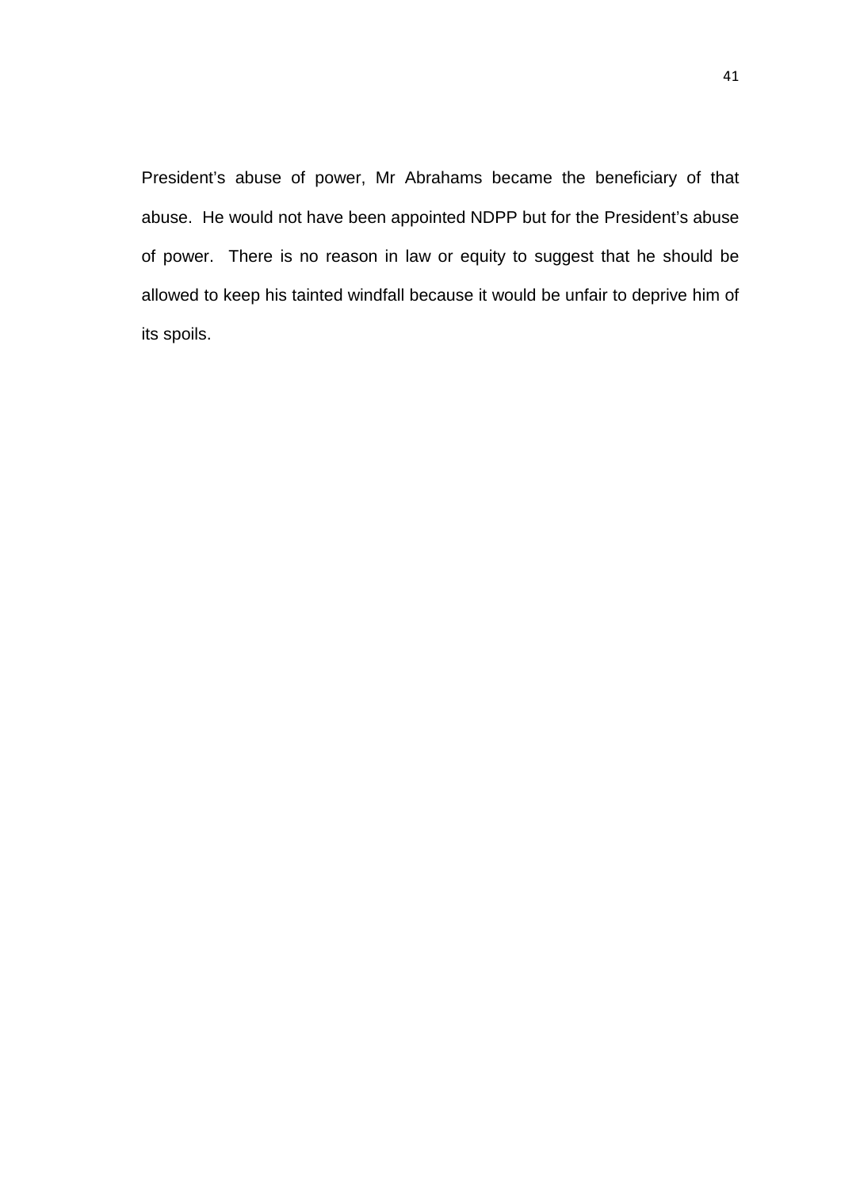President’s abuse of power, Mr Abrahams became the beneficiary of that abuse. He would not have been appointed NDPP but for the President’s abuse of power. There is no reason in law or equity to suggest that he should be allowed to keep his tainted windfall because it would be unfair to deprive him of its spoils.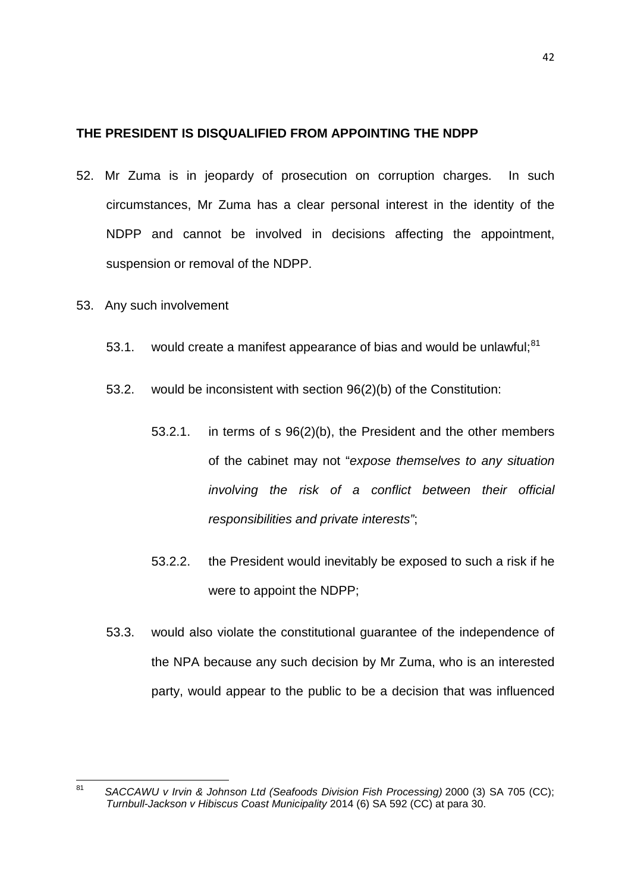**THE PRESIDENT IS DISQUALIFIED FROM APPOINTING THE NDPP**

52. Mr Zuma is in jeopardy of prosecution on corruption charges. In such circumstances, Mr Zuma has a clear personal interest in the identity of the NDPP and cannot be involved in decisions affecting the appointment, suspension or removal of the NDPP.

53. Any such involvement

    53.1. would create a manifest appearance of bias and would be unlawful;[81]

    53.2. would be inconsistent with section 96(2)(b) of the Constitution:

        53.2.1. in terms of s 96(2)(b), the President and the other members of the cabinet may not "*expose themselves to any situation involving the risk of a conflict between their official responsibilities and private interests*";

        53.2.2. the President would inevitably be exposed to such a risk if he were to appoint the NDPP;

    53.3. would also violate the constitutional guarantee of the independence of the NPA because any such decision by Mr Zuma, who is an interested party, would appear to the public to be a decision that was influenced

---

[81] *SACCAWU v Irvin & Johnson Ltd (Seafoods Division Fish Processing)* 2000 (3) SA 705 (CC); *Turnbull-Jackson v Hibiscus Coast Municipality* 2014 (6) SA 592 (CC) at para 30.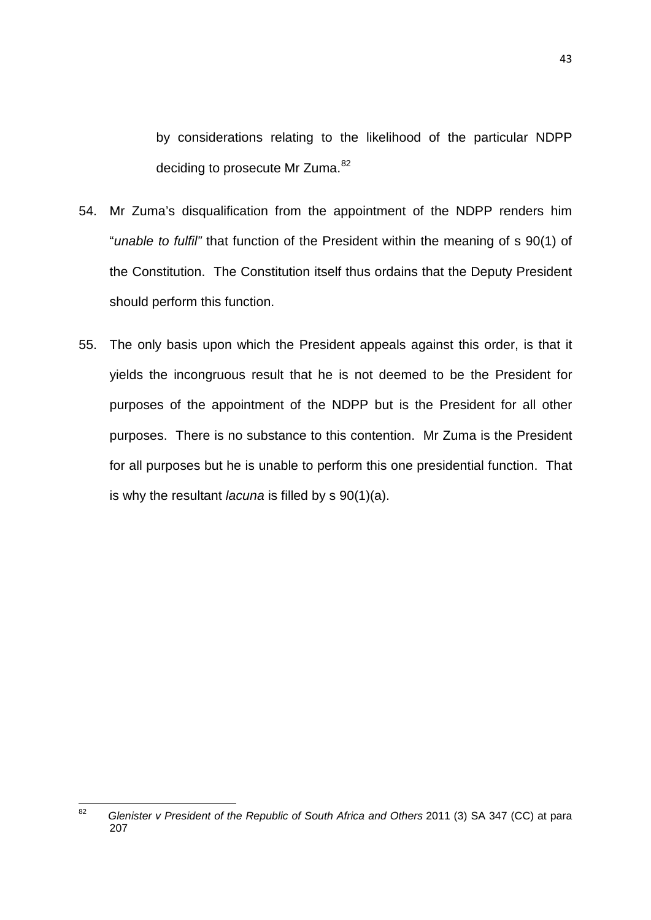by considerations relating to the likelihood of the particular NDPP deciding to prosecute Mr Zuma.[82]

54. Mr Zuma's disqualification from the appointment of the NDPP renders him "*unable to fulfil*" that function of the President within the meaning of s 90(1) of the Constitution. The Constitution itself thus ordains that the Deputy President should perform this function.

55. The only basis upon which the President appeals against this order, is that it yields the incongruous result that he is not deemed to be the President for purposes of the appointment of the NDPP but is the President for all other purposes. There is no substance to this contention. Mr Zuma is the President for all purposes but he is unable to perform this one presidential function. That is why the resultant *lacuna* is filled by s 90(1)(a).

---

[82] *Glenister v President of the Republic of South Africa and Others* 2011 (3) SA 347 (CC) at para 207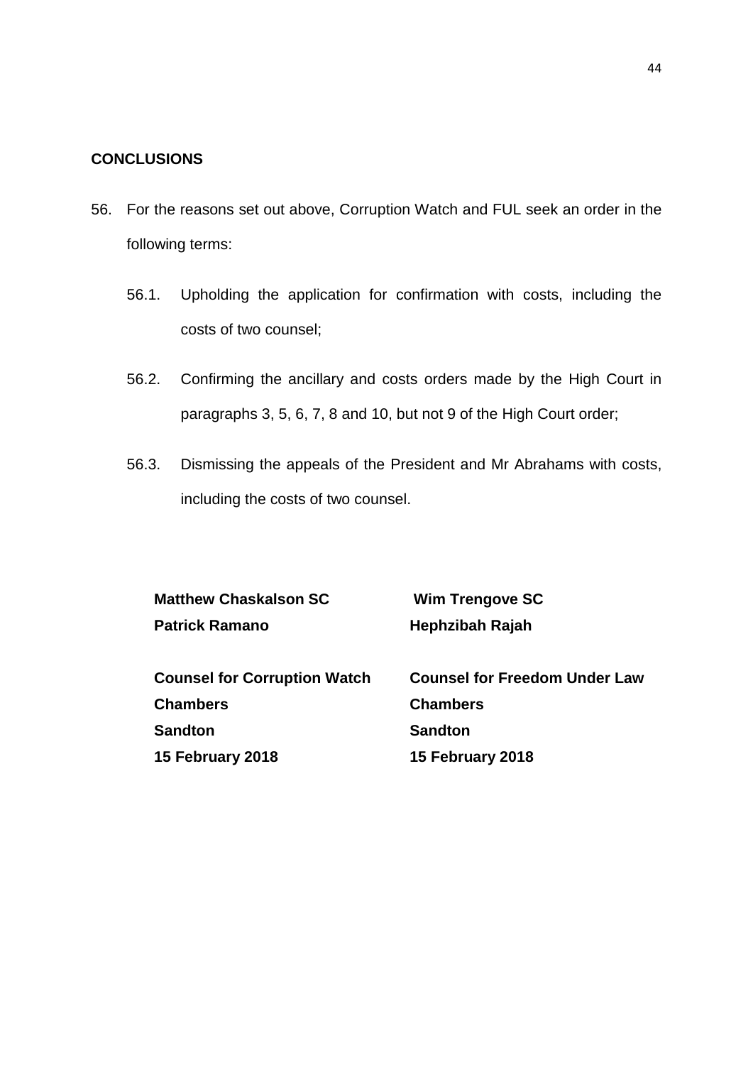## CONCLUSIONS

56. For the reasons set out above, Corruption Watch and FUL seek an order in the following terms:

    56.1. Upholding the application for confirmation with costs, including the costs of two counsel;

    56.2. Confirming the ancillary and costs orders made by the High Court in paragraphs 3, 5, 6, 7, 8 and 10, but not 9 of the High Court order;

    56.3. Dismissing the appeals of the President and Mr Abrahams with costs, including the costs of two counsel.

**Matthew Chaskalson SC**
**Patrick Ramano**

**Counsel for Corruption Watch**
**Chambers**
**Sandton**
**15 February 2018**

**Wim Trengove SC**
**Hephzibah Rajah**

**Counsel for Freedom Under Law**
**Chambers**
**Sandton**
**15 February 2018**